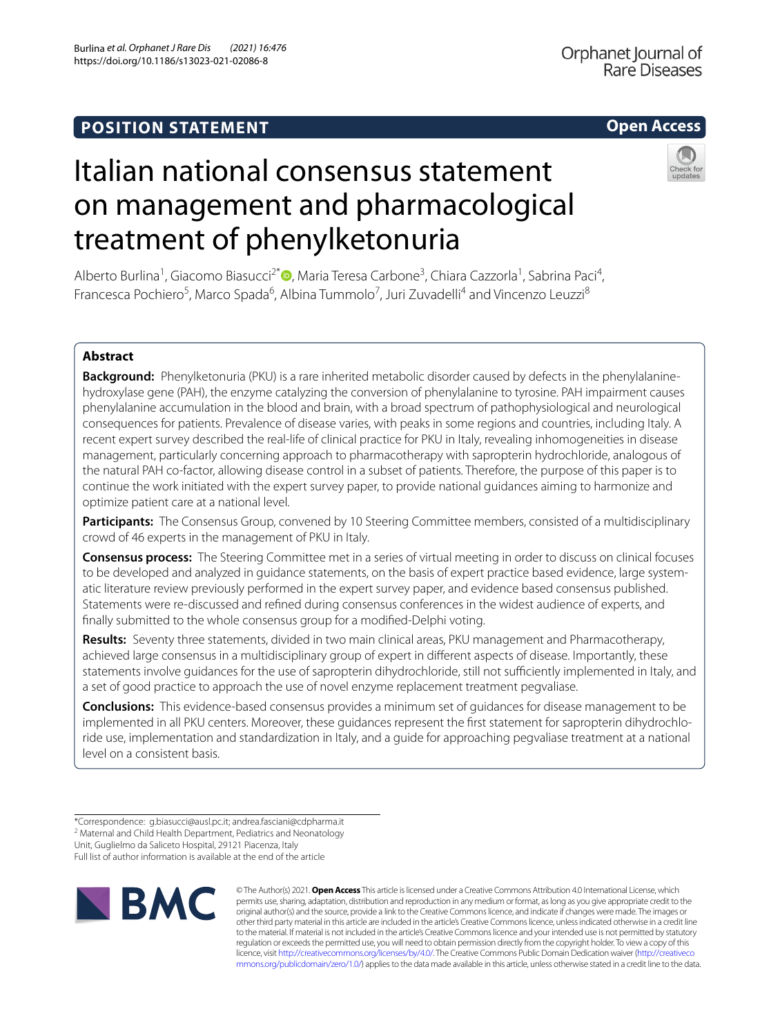**POSITION STATEMENT**

**Open Access**

# Italian national consensus statement on management and pharmacological treatment of phenylketonuria

Alberto Burlina[1], Giacomo Biasucci[2*], Maria Teresa Carbone[3], Chiara Cazzorla[1], Sabrina Paci[4], Francesca Pochiero[5], Marco Spada[6], Albina Tummolo[7], Juri Zuvadelli[4] and Vincenzo Leuzzi[8]

## Abstract

**Background:** Phenylketonuria (PKU) is a rare inherited metabolic disorder caused by defects in the phenylalanine-hydroxylase gene (PAH), the enzyme catalyzing the conversion of phenylalanine to tyrosine. PAH impairment causes phenylalanine accumulation in the blood and brain, with a broad spectrum of pathophysiological and neurological consequences for patients. Prevalence of disease varies, with peaks in some regions and countries, including Italy. A recent expert survey described the real-life of clinical practice for PKU in Italy, revealing inhomogeneities in disease management, particularly concerning approach to pharmacotherapy with sapropterin hydrochloride, analogous of the natural PAH co-factor, allowing disease control in a subset of patients. Therefore, the purpose of this paper is to continue the work initiated with the expert survey paper, to provide national guidances aiming to harmonize and optimize patient care at a national level.

**Participants:** The Consensus Group, convened by 10 Steering Committee members, consisted of a multidisciplinary crowd of 46 experts in the management of PKU in Italy.

**Consensus process:** The Steering Committee met in a series of virtual meeting in order to discuss on clinical focuses to be developed and analyzed in guidance statements, on the basis of expert practice based evidence, large systematic literature review previously performed in the expert survey paper, and evidence based consensus published. Statements were re-discussed and refined during consensus conferences in the widest audience of experts, and finally submitted to the whole consensus group for a modified-Delphi voting.

**Results:** Seventy three statements, divided in two main clinical areas, PKU management and Pharmacotherapy, achieved large consensus in a multidisciplinary group of expert in different aspects of disease. Importantly, these statements involve guidances for the use of sapropterin dihydrochloride, still not sufficiently implemented in Italy, and a set of good practice to approach the use of novel enzyme replacement treatment pegvaliase.

**Conclusions:** This evidence-based consensus provides a minimum set of guidances for disease management to be implemented in all PKU centers. Moreover, these guidances represent the first statement for sapropterin dihydrochloride use, implementation and standardization in Italy, and a guide for approaching pegvaliase treatment at a national level on a consistent basis.

*Correspondence: g.biasucci@ausl.pc.it; andrea.fasciani@cdpharma.it
[2] Maternal and Child Health Department, Pediatrics and Neonatology Unit, Guglielmo da Saliceto Hospital, 29121 Piacenza, Italy
Full list of author information is available at the end of the article

© The Author(s) 2021. **Open Access** This article is licensed under a Creative Commons Attribution 4.0 International License, which permits use, sharing, adaptation, distribution and reproduction in any medium or format, as long as you give appropriate credit to the original author(s) and the source, provide a link to the Creative Commons licence, and indicate if changes were made. The images or other third party material in this article are included in the article's Creative Commons licence, unless indicated otherwise in a credit line to the material. If material is not included in the article's Creative Commons licence and your intended use is not permitted by statutory regulation or exceeds the permitted use, you will need to obtain permission directly from the copyright holder. To view a copy of this licence, visit http://creativecommons.org/licenses/by/4.0/. The Creative Commons Public Domain Dedication waiver (http://creativecommons.org/publicdomain/zero/1.0/) applies to the data made available in this article, unless otherwise stated in a credit line to the data.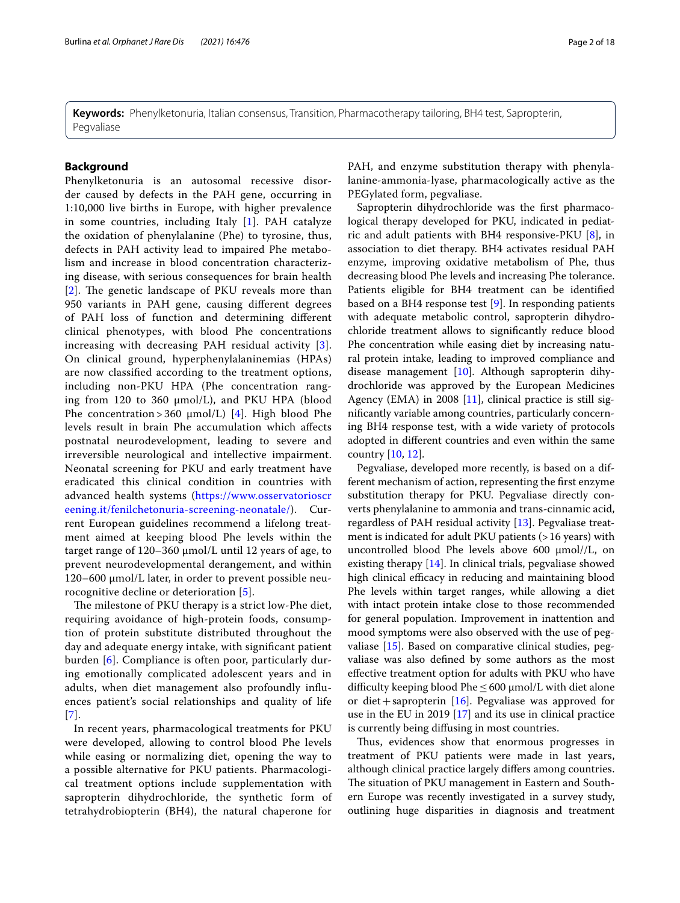**Keywords:** Phenylketonuria, Italian consensus, Transition, Pharmacotherapy tailoring, BH4 test, Sapropterin, Pegvaliase

## Background

Phenylketonuria is an autosomal recessive disorder caused by defects in the PAH gene, occurring in 1:10,000 live births in Europe, with higher prevalence in some countries, including Italy [1]. PAH catalyze the oxidation of phenylalanine (Phe) to tyrosine, thus, defects in PAH activity lead to impaired Phe metabolism and increase in blood concentration characterizing disease, with serious consequences for brain health [2]. The genetic landscape of PKU reveals more than 950 variants in PAH gene, causing different degrees of PAH loss of function and determining different clinical phenotypes, with blood Phe concentrations increasing with decreasing PAH residual activity [3]. On clinical ground, hyperphenylalaninemias (HPAs) are now classified according to the treatment options, including non-PKU HPA (Phe concentration ranging from 120 to 360 µmol/L), and PKU HPA (blood Phe concentration > 360 µmol/L) [4]. High blood Phe levels result in brain Phe accumulation which affects postnatal neurodevelopment, leading to severe and irreversible neurological and intellective impairment. Neonatal screening for PKU and early treatment have eradicated this clinical condition in countries with advanced health systems (https://www.osservatorioscreening.it/fenilchetonuria-screening-neonatale/). Current European guidelines recommend a lifelong treatment aimed at keeping blood Phe levels within the target range of 120–360 µmol/L until 12 years of age, to prevent neurodevelopmental derangement, and within 120–600 µmol/L later, in order to prevent possible neurocognitive decline or deterioration [5].

The milestone of PKU therapy is a strict low-Phe diet, requiring avoidance of high-protein foods, consumption of protein substitute distributed throughout the day and adequate energy intake, with significant patient burden [6]. Compliance is often poor, particularly during emotionally complicated adolescent years and in adults, when diet management also profoundly influences patient's social relationships and quality of life [7].

In recent years, pharmacological treatments for PKU were developed, allowing to control blood Phe levels while easing or normalizing diet, opening the way to a possible alternative for PKU patients. Pharmacological treatment options include supplementation with sapropterin dihydrochloride, the synthetic form of tetrahydrobiopterin (BH4), the natural chaperone for PAH, and enzyme substitution therapy with phenylalanine-ammonia-lyase, pharmacologically active as the PEGylated form, pegvaliase.

Sapropterin dihydrochloride was the first pharmacological therapy developed for PKU, indicated in pediatric and adult patients with BH4 responsive-PKU [8], in association to diet therapy. BH4 activates residual PAH enzyme, improving oxidative metabolism of Phe, thus decreasing blood Phe levels and increasing Phe tolerance. Patients eligible for BH4 treatment can be identified based on a BH4 response test [9]. In responding patients with adequate metabolic control, sapropterin dihydrochloride treatment allows to significantly reduce blood Phe concentration while easing diet by increasing natural protein intake, leading to improved compliance and disease management [10]. Although sapropterin dihydrochloride was approved by the European Medicines Agency (EMA) in 2008 [11], clinical practice is still significantly variable among countries, particularly concerning BH4 response test, with a wide variety of protocols adopted in different countries and even within the same country [10, 12].

Pegvaliase, developed more recently, is based on a different mechanism of action, representing the first enzyme substitution therapy for PKU. Pegvaliase directly converts phenylalanine to ammonia and trans-cinnamic acid, regardless of PAH residual activity [13]. Pegvaliase treatment is indicated for adult PKU patients (> 16 years) with uncontrolled blood Phe levels above 600 µmol//L, on existing therapy [14]. In clinical trials, pegvaliase showed high clinical efficacy in reducing and maintaining blood Phe levels within target ranges, while allowing a diet with intact protein intake close to those recommended for general population. Improvement in inattention and mood symptoms were also observed with the use of pegvaliase [15]. Based on comparative clinical studies, pegvaliase was also defined by some authors as the most effective treatment option for adults with PKU who have difficulty keeping blood Phe ≤ 600 µmol/L with diet alone or diet + sapropterin [16]. Pegvaliase was approved for use in the EU in 2019 [17] and its use in clinical practice is currently being diffusing in most countries.

Thus, evidences show that enormous progresses in treatment of PKU patients were made in last years, although clinical practice largely differs among countries. The situation of PKU management in Eastern and Southern Europe was recently investigated in a survey study, outlining huge disparities in diagnosis and treatment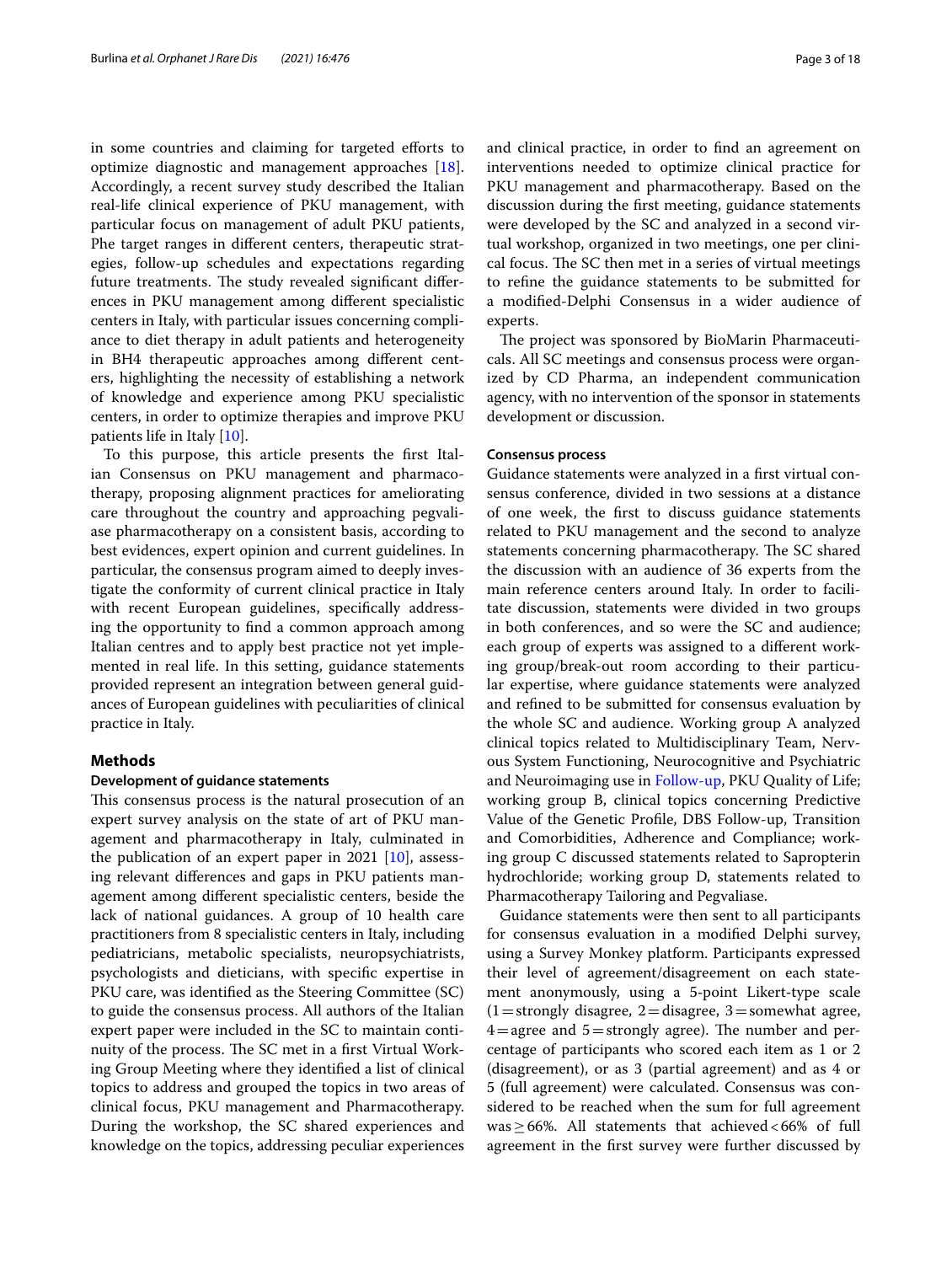in some countries and claiming for targeted efforts to optimize diagnostic and management approaches [18]. Accordingly, a recent survey study described the Italian real-life clinical experience of PKU management, with particular focus on management of adult PKU patients, Phe target ranges in different centers, therapeutic strategies, follow-up schedules and expectations regarding future treatments. The study revealed significant differences in PKU management among different specialistic centers in Italy, with particular issues concerning compliance to diet therapy in adult patients and heterogeneity in BH4 therapeutic approaches among different centers, highlighting the necessity of establishing a network of knowledge and experience among PKU specialistic centers, in order to optimize therapies and improve PKU patients life in Italy [10].

To this purpose, this article presents the first Italian Consensus on PKU management and pharmacotherapy, proposing alignment practices for ameliorating care throughout the country and approaching pegvaliase pharmacotherapy on a consistent basis, according to best evidences, expert opinion and current guidelines. In particular, the consensus program aimed to deeply investigate the conformity of current clinical practice in Italy with recent European guidelines, specifically addressing the opportunity to find a common approach among Italian centres and to apply best practice not yet implemented in real life. In this setting, guidance statements provided represent an integration between general guidances of European guidelines with peculiarities of clinical practice in Italy.

## Methods

### Development of guidance statements

This consensus process is the natural prosecution of an expert survey analysis on the state of art of PKU management and pharmacotherapy in Italy, culminated in the publication of an expert paper in 2021 [10], assessing relevant differences and gaps in PKU patients management among different specialistic centers, beside the lack of national guidances. A group of 10 health care practitioners from 8 specialistic centers in Italy, including pediatricians, metabolic specialists, neuropsychiatrists, psychologists and dieticians, with specific expertise in PKU care, was identified as the Steering Committee (SC) to guide the consensus process. All authors of the Italian expert paper were included in the SC to maintain continuity of the process. The SC met in a first Virtual Working Group Meeting where they identified a list of clinical topics to address and grouped the topics in two areas of clinical focus, PKU management and Pharmacotherapy. During the workshop, the SC shared experiences and knowledge on the topics, addressing peculiar experiences and clinical practice, in order to find an agreement on interventions needed to optimize clinical practice for PKU management and pharmacotherapy. Based on the discussion during the first meeting, guidance statements were developed by the SC and analyzed in a second virtual workshop, organized in two meetings, one per clinical focus. The SC then met in a series of virtual meetings to refine the guidance statements to be submitted for a modified-Delphi Consensus in a wider audience of experts.

The project was sponsored by BioMarin Pharmaceuticals. All SC meetings and consensus process were organized by CD Pharma, an independent communication agency, with no intervention of the sponsor in statements development or discussion.

### Consensus process

Guidance statements were analyzed in a first virtual consensus conference, divided in two sessions at a distance of one week, the first to discuss guidance statements related to PKU management and the second to analyze statements concerning pharmacotherapy. The SC shared the discussion with an audience of 36 experts from the main reference centers around Italy. In order to facilitate discussion, statements were divided in two groups in both conferences, and so were the SC and audience; each group of experts was assigned to a different working group/break-out room according to their particular expertise, where guidance statements were analyzed and refined to be submitted for consensus evaluation by the whole SC and audience. Working group A analyzed clinical topics related to Multidisciplinary Team, Nervous System Functioning, Neurocognitive and Psychiatric and Neuroimaging use in Follow-up, PKU Quality of Life; working group B, clinical topics concerning Predictive Value of the Genetic Profile, DBS Follow-up, Transition and Comorbidities, Adherence and Compliance; working group C discussed statements related to Sapropterin hydrochloride; working group D, statements related to Pharmacotherapy Tailoring and Pegvaliase.

Guidance statements were then sent to all participants for consensus evaluation in a modified Delphi survey, using a Survey Monkey platform. Participants expressed their level of agreement/disagreement on each statement anonymously, using a 5-point Likert-type scale (1 = strongly disagree, 2 = disagree, 3 = somewhat agree, 4 = agree and 5 = strongly agree). The number and percentage of participants who scored each item as 1 or 2 (disagreement), or as 3 (partial agreement) and as 4 or 5 (full agreement) were calculated. Consensus was considered to be reached when the sum for full agreement was ≥ 66%. All statements that achieved < 66% of full agreement in the first survey were further discussed by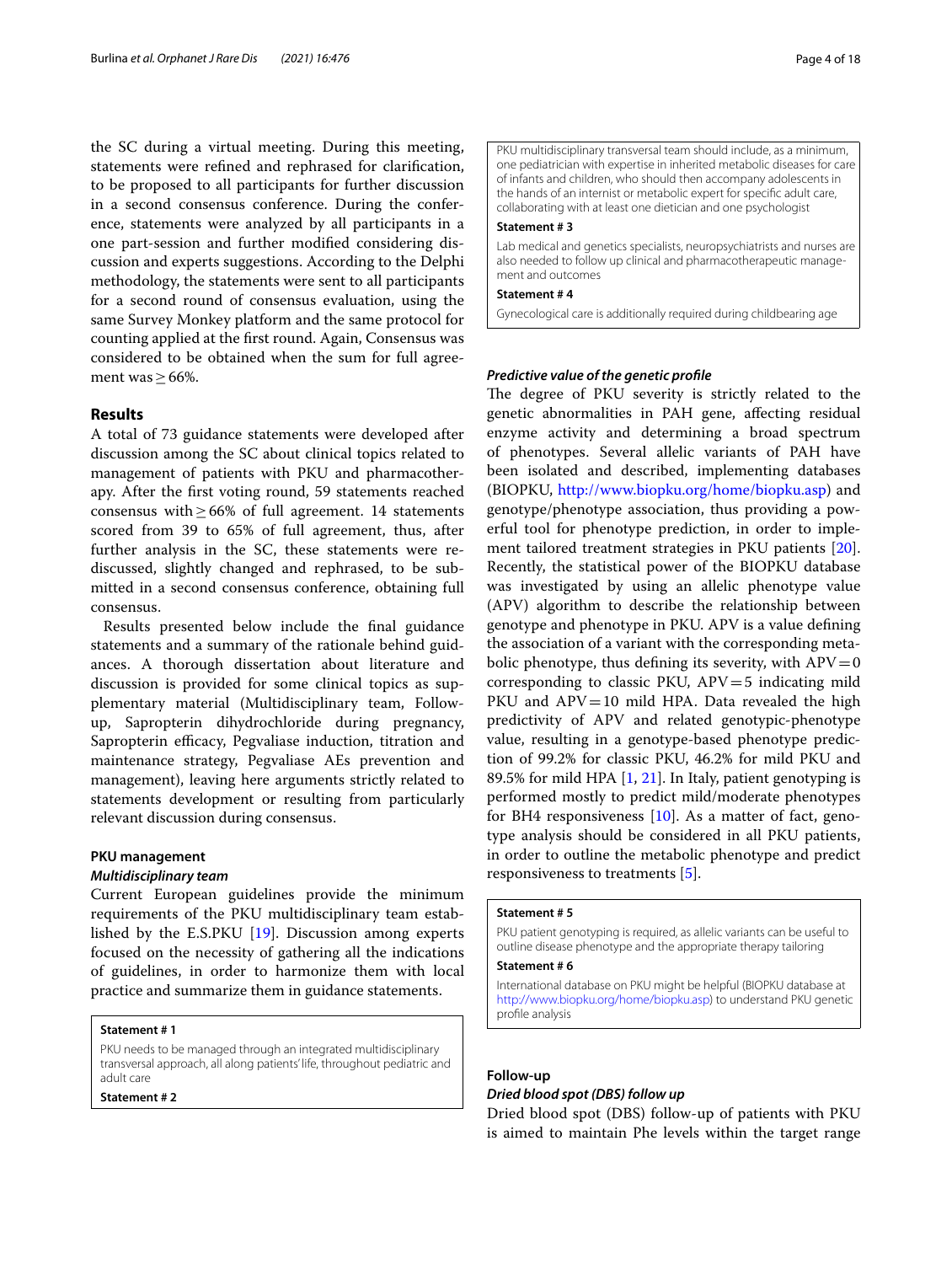the SC during a virtual meeting. During this meeting, statements were refined and rephrased for clarification, to be proposed to all participants for further discussion in a second consensus conference. During the conference, statements were analyzed by all participants in a one part-session and further modified considering discussion and experts suggestions. According to the Delphi methodology, the statements were sent to all participants for a second round of consensus evaluation, using the same Survey Monkey platform and the same protocol for counting applied at the first round. Again, Consensus was considered to be obtained when the sum for full agreement was ≥ 66%.

## Results

A total of 73 guidance statements were developed after discussion among the SC about clinical topics related to management of patients with PKU and pharmacotherapy. After the first voting round, 59 statements reached consensus with ≥ 66% of full agreement. 14 statements scored from 39 to 65% of full agreement, thus, after further analysis in the SC, these statements were rediscussed, slightly changed and rephrased, to be submitted in a second consensus conference, obtaining full consensus.

Results presented below include the final guidance statements and a summary of the rationale behind guidances. A thorough dissertation about literature and discussion is provided for some clinical topics as supplementary material (Multidisciplinary team, Follow-up, Sapropterin dihydrochloride during pregnancy, Sapropterin efficacy, Pegvaliase induction, titration and maintenance strategy, Pegvaliase AEs prevention and management), leaving here arguments strictly related to statements development or resulting from particularly relevant discussion during consensus.

### PKU management

#### *Multidisciplinary team*

Current European guidelines provide the minimum requirements of the PKU multidisciplinary team established by the E.S.PKU [19]. Discussion among experts focused on the necessity of gathering all the indications of guidelines, in order to harmonize them with local practice and summarize them in guidance statements.

**Statement # 1**

PKU needs to be managed through an integrated multidisciplinary transversal approach, all along patients' life, throughout pediatric and adult care

**Statement # 2**

PKU multidisciplinary transversal team should include, as a minimum, one pediatrician with expertise in inherited metabolic diseases for care of infants and children, who should then accompany adolescents in the hands of an internist or metabolic expert for specific adult care, collaborating with at least one dietician and one psychologist

**Statement # 3**

Lab medical and genetics specialists, neuropsychiatrists and nurses are also needed to follow up clinical and pharmacotherapeutic management and outcomes

**Statement # 4**

Gynecological care is additionally required during childbearing age

#### *Predictive value of the genetic profile*

The degree of PKU severity is strictly related to the genetic abnormalities in PAH gene, affecting residual enzyme activity and determining a broad spectrum of phenotypes. Several allelic variants of PAH have been isolated and described, implementing databases (BIOPKU, http://www.biopku.org/home/biopku.asp) and genotype/phenotype association, thus providing a powerful tool for phenotype prediction, in order to implement tailored treatment strategies in PKU patients [20]. Recently, the statistical power of the BIOPKU database was investigated by using an allelic phenotype value (APV) algorithm to describe the relationship between genotype and phenotype in PKU. APV is a value defining the association of a variant with the corresponding metabolic phenotype, thus defining its severity, with APV = 0 corresponding to classic PKU, APV = 5 indicating mild PKU and APV = 10 mild HPA. Data revealed the high predictivity of APV and related genotypic-phenotype value, resulting in a genotype-based phenotype prediction of 99.2% for classic PKU, 46.2% for mild PKU and 89.5% for mild HPA [1, 21]. In Italy, patient genotyping is performed mostly to predict mild/moderate phenotypes for BH4 responsiveness [10]. As a matter of fact, genotype analysis should be considered in all PKU patients, in order to outline the metabolic phenotype and predict responsiveness to treatments [5].

**Statement # 5**

PKU patient genotyping is required, as allelic variants can be useful to outline disease phenotype and the appropriate therapy tailoring

**Statement # 6**

International database on PKU might be helpful (BIOPKU database at http://www.biopku.org/home/biopku.asp) to understand PKU genetic profile analysis

### Follow-up

#### *Dried blood spot (DBS) follow up*

Dried blood spot (DBS) follow-up of patients with PKU is aimed to maintain Phe levels within the target range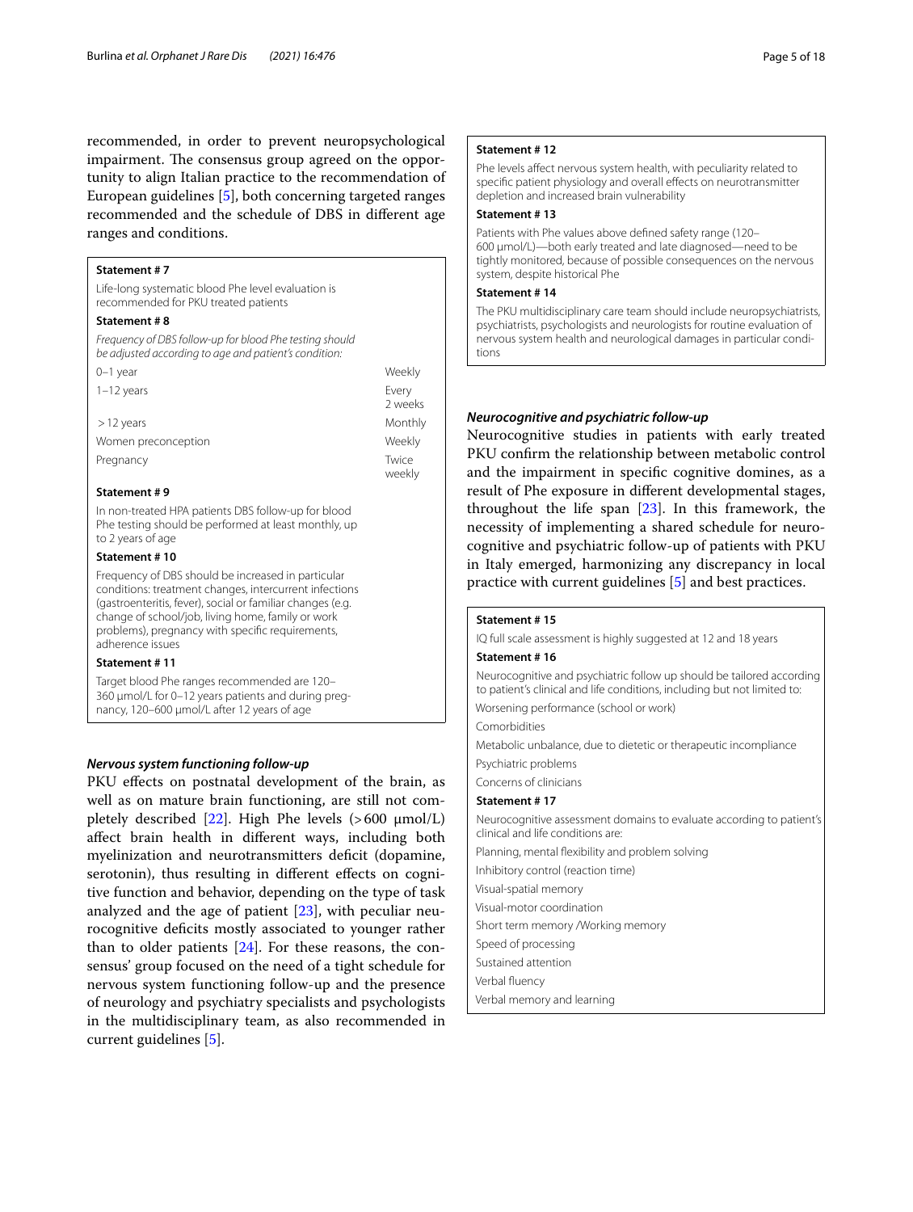recommended, in order to prevent neuropsychological impairment. The consensus group agreed on the opportunity to align Italian practice to the recommendation of European guidelines [5], both concerning targeted ranges recommended and the schedule of DBS in different age ranges and conditions.

**Statement # 7**

Life-long systematic blood Phe level evaluation is recommended for PKU treated patients

**Statement # 8**

*Frequency of DBS follow-up for blood Phe testing should be adjusted according to age and patient's condition:*

| | |
|---|---|
| 0–1 year | Weekly |
| 1–12 years | Every 2 weeks |
| > 12 years | Monthly |
| Women preconception | Weekly |
| Pregnancy | Twice weekly |

**Statement # 9**

In non-treated HPA patients DBS follow-up for blood Phe testing should be performed at least monthly, up to 2 years of age

**Statement # 10**

Frequency of DBS should be increased in particular conditions: treatment changes, intercurrent infections (gastroenteritis, fever), social or familiar changes (e.g. change of school/job, living home, family or work problems), pregnancy with specific requirements, adherence issues

**Statement # 11**

Target blood Phe ranges recommended are 120–360 µmol/L for 0–12 years patients and during pregnancy, 120–600 µmol/L after 12 years of age

### *Nervous system functioning follow-up*

PKU effects on postnatal development of the brain, as well as on mature brain functioning, are still not completely described [22]. High Phe levels (> 600 µmol/L) affect brain health in different ways, including both myelinization and neurotransmitters deficit (dopamine, serotonin), thus resulting in different effects on cognitive function and behavior, depending on the type of task analyzed and the age of patient [23], with peculiar neurocognitive deficits mostly associated to younger rather than to older patients [24]. For these reasons, the consensus' group focused on the need of a tight schedule for nervous system functioning follow-up and the presence of neurology and psychiatry specialists and psychologists in the multidisciplinary team, as also recommended in current guidelines [5].

**Statement # 12**

Phe levels affect nervous system health, with peculiarity related to specific patient physiology and overall effects on neurotransmitter depletion and increased brain vulnerability

**Statement # 13**

Patients with Phe values above defined safety range (120–600 µmol/L)—both early treated and late diagnosed—need to be tightly monitored, because of possible consequences on the nervous system, despite historical Phe

**Statement # 14**

The PKU multidisciplinary care team should include neuropsychiatrists, psychiatrists, psychologists and neurologists for routine evaluation of nervous system health and neurological damages in particular conditions

### *Neurocognitive and psychiatric follow-up*

Neurocognitive studies in patients with early treated PKU confirm the relationship between metabolic control and the impairment in specific cognitive domines, as a result of Phe exposure in different developmental stages, throughout the life span [23]. In this framework, the necessity of implementing a shared schedule for neurocognitive and psychiatric follow-up of patients with PKU in Italy emerged, harmonizing any discrepancy in local practice with current guidelines [5] and best practices.

**Statement # 15**

IQ full scale assessment is highly suggested at 12 and 18 years

**Statement # 16**

Neurocognitive and psychiatric follow up should be tailored according to patient's clinical and life conditions, including but not limited to:

Worsening performance (school or work)

Comorbidities

Metabolic unbalance, due to dietetic or therapeutic incompliance

Psychiatric problems

Concerns of clinicians

**Statement # 17**

Neurocognitive assessment domains to evaluate according to patient's clinical and life conditions are:

Planning, mental flexibility and problem solving

Inhibitory control (reaction time)

Visual-spatial memory

Visual-motor coordination

Short term memory /Working memory

Speed of processing

Sustained attention

Verbal fluency

Verbal memory and learning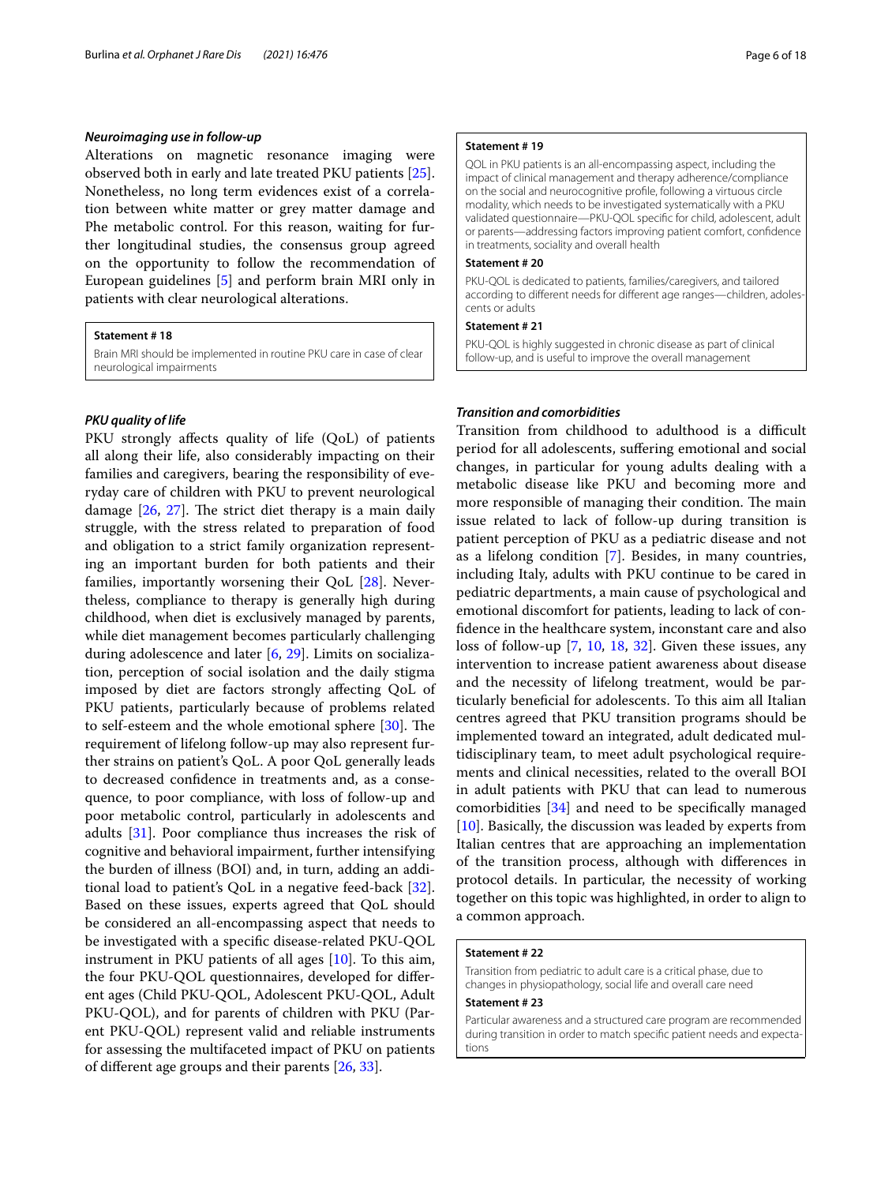### *Neuroimaging use in follow-up*

Alterations on magnetic resonance imaging were observed both in early and late treated PKU patients [25]. Nonetheless, no long term evidences exist of a correlation between white matter or grey matter damage and Phe metabolic control. For this reason, waiting for further longitudinal studies, the consensus group agreed on the opportunity to follow the recommendation of European guidelines [5] and perform brain MRI only in patients with clear neurological alterations.

> **Statement # 18**
>
> Brain MRI should be implemented in routine PKU care in case of clear neurological impairments

### *PKU quality of life*

PKU strongly affects quality of life (QoL) of patients all along their life, also considerably impacting on their families and caregivers, bearing the responsibility of everyday care of children with PKU to prevent neurological damage [26, 27]. The strict diet therapy is a main daily struggle, with the stress related to preparation of food and obligation to a strict family organization representing an important burden for both patients and their families, importantly worsening their QoL [28]. Nevertheless, compliance to therapy is generally high during childhood, when diet is exclusively managed by parents, while diet management becomes particularly challenging during adolescence and later [6, 29]. Limits on socialization, perception of social isolation and the daily stigma imposed by diet are factors strongly affecting QoL of PKU patients, particularly because of problems related to self-esteem and the whole emotional sphere [30]. The requirement of lifelong follow-up may also represent further strains on patient's QoL. A poor QoL generally leads to decreased confidence in treatments and, as a consequence, to poor compliance, with loss of follow-up and poor metabolic control, particularly in adolescents and adults [31]. Poor compliance thus increases the risk of cognitive and behavioral impairment, further intensifying the burden of illness (BOI) and, in turn, adding an additional load to patient's QoL in a negative feed-back [32]. Based on these issues, experts agreed that QoL should be considered an all-encompassing aspect that needs to be investigated with a specific disease-related PKU-QOL instrument in PKU patients of all ages [10]. To this aim, the four PKU-QOL questionnaires, developed for different ages (Child PKU-QOL, Adolescent PKU-QOL, Adult PKU-QOL), and for parents of children with PKU (Parent PKU-QOL) represent valid and reliable instruments for assessing the multifaceted impact of PKU on patients of different age groups and their parents [26, 33].

> **Statement # 19**
>
> QOL in PKU patients is an all-encompassing aspect, including the impact of clinical management and therapy adherence/compliance on the social and neurocognitive profile, following a virtuous circle modality, which needs to be investigated systematically with a PKU validated questionnaire—PKU-QOL specific for child, adolescent, adult or parents—addressing factors improving patient comfort, confidence in treatments, sociality and overall health
>
> **Statement # 20**
>
> PKU-QOL is dedicated to patients, families/caregivers, and tailored according to different needs for different age ranges—children, adolescents or adults
>
> **Statement # 21**
>
> PKU-QOL is highly suggested in chronic disease as part of clinical follow-up, and is useful to improve the overall management

### *Transition and comorbidities*

Transition from childhood to adulthood is a difficult period for all adolescents, suffering emotional and social changes, in particular for young adults dealing with a metabolic disease like PKU and becoming more and more responsible of managing their condition. The main issue related to lack of follow-up during transition is patient perception of PKU as a pediatric disease and not as a lifelong condition [7]. Besides, in many countries, including Italy, adults with PKU continue to be cared in pediatric departments, a main cause of psychological and emotional discomfort for patients, leading to lack of confidence in the healthcare system, inconstant care and also loss of follow-up [7, 10, 18, 32]. Given these issues, any intervention to increase patient awareness about disease and the necessity of lifelong treatment, would be particularly beneficial for adolescents. To this aim all Italian centres agreed that PKU transition programs should be implemented toward an integrated, adult dedicated multidisciplinary team, to meet adult psychological requirements and clinical necessities, related to the overall BOI in adult patients with PKU that can lead to numerous comorbidities [34] and need to be specifically managed [10]. Basically, the discussion was leaded by experts from Italian centres that are approaching an implementation of the transition process, although with differences in protocol details. In particular, the necessity of working together on this topic was highlighted, in order to align to a common approach.

> **Statement # 22**
>
> Transition from pediatric to adult care is a critical phase, due to changes in physiopathology, social life and overall care need
>
> **Statement # 23**
>
> Particular awareness and a structured care program are recommended during transition in order to match specific patient needs and expectations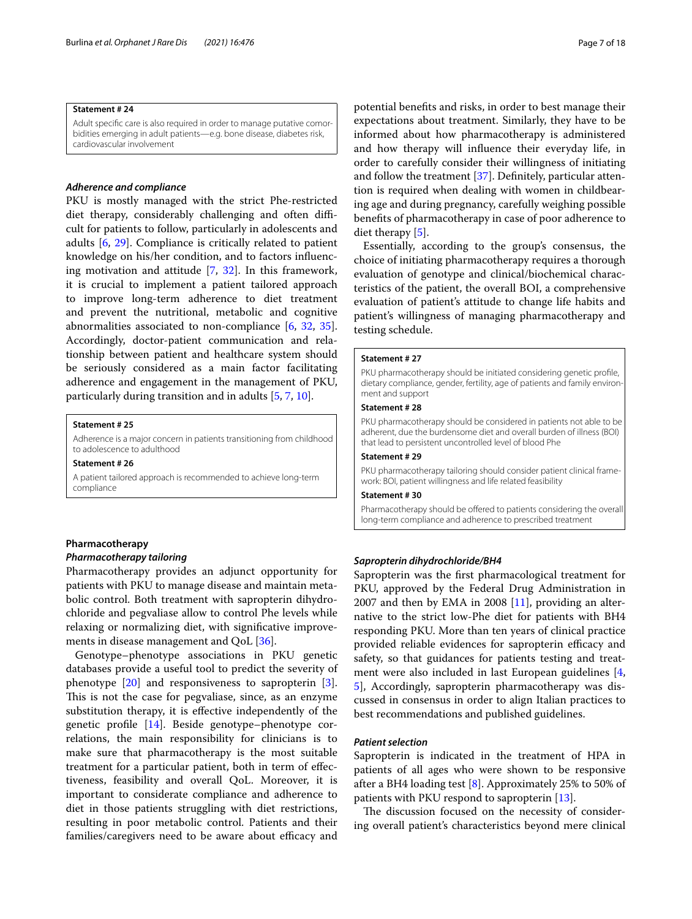**Statement # 24**

Adult specific care is also required in order to manage putative comorbidities emerging in adult patients—e.g. bone disease, diabetes risk, cardiovascular involvement

### *Adherence and compliance*

PKU is mostly managed with the strict Phe-restricted diet therapy, considerably challenging and often difficult for patients to follow, particularly in adolescents and adults [6, 29]. Compliance is critically related to patient knowledge on his/her condition, and to factors influencing motivation and attitude [7, 32]. In this framework, it is crucial to implement a patient tailored approach to improve long-term adherence to diet treatment and prevent the nutritional, metabolic and cognitive abnormalities associated to non-compliance [6, 32, 35]. Accordingly, doctor-patient communication and relationship between patient and healthcare system should be seriously considered as a main factor facilitating adherence and engagement in the management of PKU, particularly during transition and in adults [5, 7, 10].

**Statement # 25**

Adherence is a major concern in patients transitioning from childhood to adolescence to adulthood

**Statement # 26**

A patient tailored approach is recommended to achieve long-term compliance

## Pharmacotherapy

### *Pharmacotherapy tailoring*

Pharmacotherapy provides an adjunct opportunity for patients with PKU to manage disease and maintain metabolic control. Both treatment with sapropterin dihydrochloride and pegvaliase allow to control Phe levels while relaxing or normalizing diet, with significative improvements in disease management and QoL [36].

Genotype–phenotype associations in PKU genetic databases provide a useful tool to predict the severity of phenotype [20] and responsiveness to sapropterin [3]. This is not the case for pegvaliase, since, as an enzyme substitution therapy, it is effective independently of the genetic profile [14]. Beside genotype–phenotype correlations, the main responsibility for clinicians is to make sure that pharmacotherapy is the most suitable treatment for a particular patient, both in term of effectiveness, feasibility and overall QoL. Moreover, it is important to considerate compliance and adherence to diet in those patients struggling with diet restrictions, resulting in poor metabolic control. Patients and their families/caregivers need to be aware about efficacy and potential benefits and risks, in order to best manage their expectations about treatment. Similarly, they have to be informed about how pharmacotherapy is administered and how therapy will influence their everyday life, in order to carefully consider their willingness of initiating and follow the treatment [37]. Definitely, particular attention is required when dealing with women in childbearing age and during pregnancy, carefully weighing possible benefits of pharmacotherapy in case of poor adherence to diet therapy [5].

Essentially, according to the group's consensus, the choice of initiating pharmacotherapy requires a thorough evaluation of genotype and clinical/biochemical characteristics of the patient, the overall BOI, a comprehensive evaluation of patient's attitude to change life habits and patient's willingness of managing pharmacotherapy and testing schedule.

**Statement # 27**

PKU pharmacotherapy should be initiated considering genetic profile, dietary compliance, gender, fertility, age of patients and family environment and support

**Statement # 28**

PKU pharmacotherapy should be considered in patients not able to be adherent, due the burdensome diet and overall burden of illness (BOI) that lead to persistent uncontrolled level of blood Phe

**Statement # 29**

PKU pharmacotherapy tailoring should consider patient clinical framework: BOI, patient willingness and life related feasibility

**Statement # 30**

Pharmacotherapy should be offered to patients considering the overall long-term compliance and adherence to prescribed treatment

### *Sapropterin dihydrochloride/BH4*

Sapropterin was the first pharmacological treatment for PKU, approved by the Federal Drug Administration in 2007 and then by EMA in 2008 [11], providing an alternative to the strict low-Phe diet for patients with BH4 responding PKU. More than ten years of clinical practice provided reliable evidences for sapropterin efficacy and safety, so that guidances for patients testing and treatment were also included in last European guidelines [4, 5], Accordingly, sapropterin pharmacotherapy was discussed in consensus in order to align Italian practices to best recommendations and published guidelines.

### *Patient selection*

Sapropterin is indicated in the treatment of HPA in patients of all ages who were shown to be responsive after a BH4 loading test [8]. Approximately 25% to 50% of patients with PKU respond to sapropterin [13].

The discussion focused on the necessity of considering overall patient's characteristics beyond mere clinical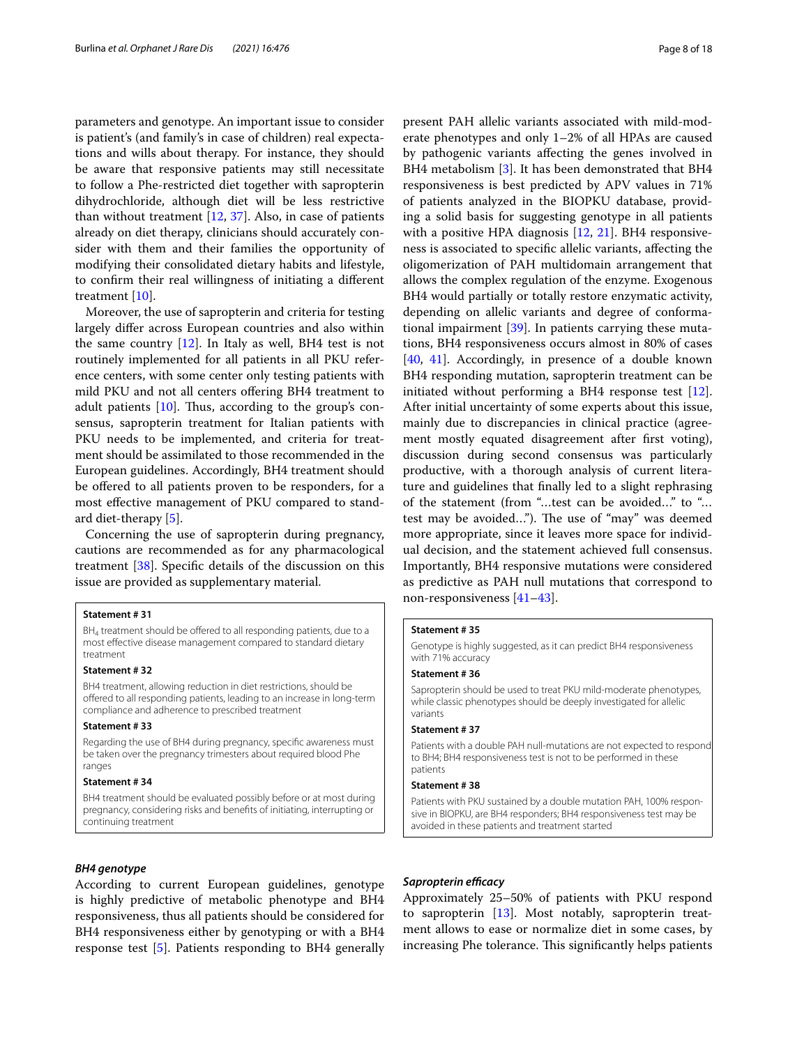parameters and genotype. An important issue to consider is patient's (and family's in case of children) real expectations and wills about therapy. For instance, they should be aware that responsive patients may still necessitate to follow a Phe-restricted diet together with sapropterin dihydrochloride, although diet will be less restrictive than without treatment [12, 37]. Also, in case of patients already on diet therapy, clinicians should accurately consider with them and their families the opportunity of modifying their consolidated dietary habits and lifestyle, to confirm their real willingness of initiating a different treatment [10].

Moreover, the use of sapropterin and criteria for testing largely differ across European countries and also within the same country [12]. In Italy as well, BH4 test is not routinely implemented for all patients in all PKU reference centers, with some center only testing patients with mild PKU and not all centers offering BH4 treatment to adult patients [10]. Thus, according to the group's consensus, sapropterin treatment for Italian patients with PKU needs to be implemented, and criteria for treatment should be assimilated to those recommended in the European guidelines. Accordingly, BH4 treatment should be offered to all patients proven to be responders, for a most effective management of PKU compared to standard diet-therapy [5].

Concerning the use of sapropterin during pregnancy, cautions are recommended as for any pharmacological treatment [38]. Specific details of the discussion on this issue are provided as supplementary material.

**Statement # 31**

$BH_4$ treatment should be offered to all responding patients, due to a most effective disease management compared to standard dietary treatment

**Statement # 32**

BH4 treatment, allowing reduction in diet restrictions, should be offered to all responding patients, leading to an increase in long-term compliance and adherence to prescribed treatment

**Statement # 33**

Regarding the use of BH4 during pregnancy, specific awareness must be taken over the pregnancy trimesters about required blood Phe ranges

**Statement # 34**

BH4 treatment should be evaluated possibly before or at most during pregnancy, considering risks and benefits of initiating, interrupting or continuing treatment

### *BH4 genotype*

According to current European guidelines, genotype is highly predictive of metabolic phenotype and BH4 responsiveness, thus all patients should be considered for BH4 responsiveness either by genotyping or with a BH4 response test [5]. Patients responding to BH4 generally present PAH allelic variants associated with mild-moderate phenotypes and only 1–2% of all HPAs are caused by pathogenic variants affecting the genes involved in BH4 metabolism [3]. It has been demonstrated that BH4 responsiveness is best predicted by APV values in 71% of patients analyzed in the BIOPKU database, providing a solid basis for suggesting genotype in all patients with a positive HPA diagnosis [12, 21]. BH4 responsiveness is associated to specific allelic variants, affecting the oligomerization of PAH multidomain arrangement that allows the complex regulation of the enzyme. Exogenous BH4 would partially or totally restore enzymatic activity, depending on allelic variants and degree of conformational impairment [39]. In patients carrying these mutations, BH4 responsiveness occurs almost in 80% of cases [40, 41]. Accordingly, in presence of a double known BH4 responding mutation, sapropterin treatment can be initiated without performing a BH4 response test [12]. After initial uncertainty of some experts about this issue, mainly due to discrepancies in clinical practice (agreement mostly equated disagreement after first voting), discussion during second consensus was particularly productive, with a thorough analysis of current literature and guidelines that finally led to a slight rephrasing of the statement (from "…test can be avoided…" to "…test may be avoided…"). The use of "may" was deemed more appropriate, since it leaves more space for individual decision, and the statement achieved full consensus. Importantly, BH4 responsive mutations were considered as predictive as PAH null mutations that correspond to non-responsiveness [41–43].

**Statement # 35**

Genotype is highly suggested, as it can predict BH4 responsiveness with 71% accuracy

**Statement # 36**

Sapropterin should be used to treat PKU mild-moderate phenotypes, while classic phenotypes should be deeply investigated for allelic variants

**Statement # 37**

Patients with a double PAH null-mutations are not expected to respond to BH4; BH4 responsiveness test is not to be performed in these patients

**Statement # 38**

Patients with PKU sustained by a double mutation PAH, 100% responsive in BIOPKU, are BH4 responders; BH4 responsiveness test may be avoided in these patients and treatment started

### *Sapropterin efficacy*

Approximately 25–50% of patients with PKU respond to sapropterin [13]. Most notably, sapropterin treatment allows to ease or normalize diet in some cases, by increasing Phe tolerance. This significantly helps patients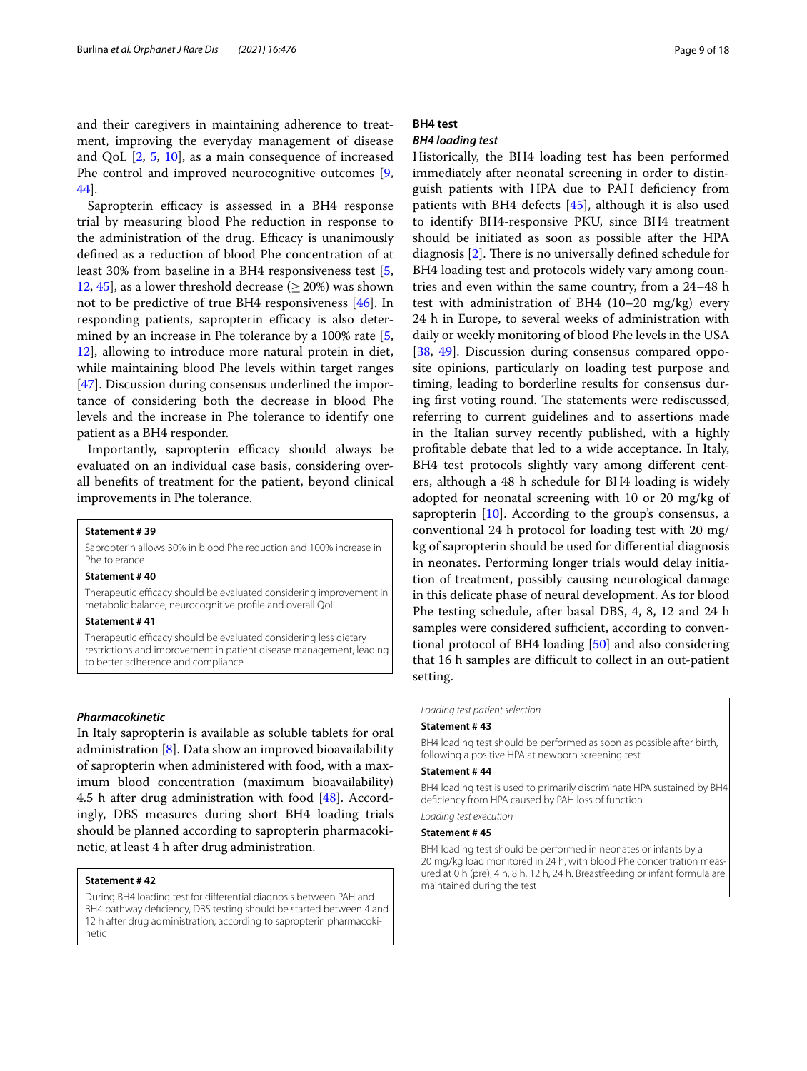and their caregivers in maintaining adherence to treatment, improving the everyday management of disease and QoL [2, 5, 10], as a main consequence of increased Phe control and improved neurocognitive outcomes [9, 44].

Sapropterin efficacy is assessed in a BH4 response trial by measuring blood Phe reduction in response to the administration of the drug. Efficacy is unanimously defined as a reduction of blood Phe concentration of at least 30% from baseline in a BH4 responsiveness test [5, 12, 45], as a lower threshold decrease (≥ 20%) was shown not to be predictive of true BH4 responsiveness [46]. In responding patients, sapropterin efficacy is also determined by an increase in Phe tolerance by a 100% rate [5, 12], allowing to introduce more natural protein in diet, while maintaining blood Phe levels within target ranges [47]. Discussion during consensus underlined the importance of considering both the decrease in blood Phe levels and the increase in Phe tolerance to identify one patient as a BH4 responder.

Importantly, sapropterin efficacy should always be evaluated on an individual case basis, considering overall benefits of treatment for the patient, beyond clinical improvements in Phe tolerance.

> **Statement # 39**
>
> Sapropterin allows 30% in blood Phe reduction and 100% increase in Phe tolerance
>
> **Statement # 40**
>
> Therapeutic efficacy should be evaluated considering improvement in metabolic balance, neurocognitive profile and overall QoL
>
> **Statement # 41**
>
> Therapeutic efficacy should be evaluated considering less dietary restrictions and improvement in patient disease management, leading to better adherence and compliance

### *Pharmacokinetic*

In Italy sapropterin is available as soluble tablets for oral administration [8]. Data show an improved bioavailability of sapropterin when administered with food, with a maximum blood concentration (maximum bioavailability) 4.5 h after drug administration with food [48]. Accordingly, DBS measures during short BH4 loading trials should be planned according to sapropterin pharmacokinetic, at least 4 h after drug administration.

> **Statement # 42**
>
> During BH4 loading test for differential diagnosis between PAH and BH4 pathway deficiency, DBS testing should be started between 4 and 12 h after drug administration, according to sapropterin pharmacokinetic

## BH4 test

### *BH4 loading test*

Historically, the BH4 loading test has been performed immediately after neonatal screening in order to distinguish patients with HPA due to PAH deficiency from patients with BH4 defects [45], although it is also used to identify BH4-responsive PKU, since BH4 treatment should be initiated as soon as possible after the HPA diagnosis [2]. There is no universally defined schedule for BH4 loading test and protocols widely vary among countries and even within the same country, from a 24–48 h test with administration of BH4 (10–20 mg/kg) every 24 h in Europe, to several weeks of administration with daily or weekly monitoring of blood Phe levels in the USA [38, 49]. Discussion during consensus compared opposite opinions, particularly on loading test purpose and timing, leading to borderline results for consensus during first voting round. The statements were rediscussed, referring to current guidelines and to assertions made in the Italian survey recently published, with a highly profitable debate that led to a wide acceptance. In Italy, BH4 test protocols slightly vary among different centers, although a 48 h schedule for BH4 loading is widely adopted for neonatal screening with 10 or 20 mg/kg of sapropterin [10]. According to the group's consensus, a conventional 24 h protocol for loading test with 20 mg/kg of sapropterin should be used for differential diagnosis in neonates. Performing longer trials would delay initiation of treatment, possibly causing neurological damage in this delicate phase of neural development. As for blood Phe testing schedule, after basal DBS, 4, 8, 12 and 24 h samples were considered sufficient, according to conventional protocol of BH4 loading [50] and also considering that 16 h samples are difficult to collect in an out-patient setting.

> *Loading test patient selection*
>
> **Statement # 43**
>
> BH4 loading test should be performed as soon as possible after birth, following a positive HPA at newborn screening test
>
> **Statement # 44**
>
> BH4 loading test is used to primarily discriminate HPA sustained by BH4 deficiency from HPA caused by PAH loss of function
>
> *Loading test execution*
>
> **Statement # 45**
>
> BH4 loading test should be performed in neonates or infants by a 20 mg/kg load monitored in 24 h, with blood Phe concentration measured at 0 h (pre), 4 h, 8 h, 12 h, 24 h. Breastfeeding or infant formula are maintained during the test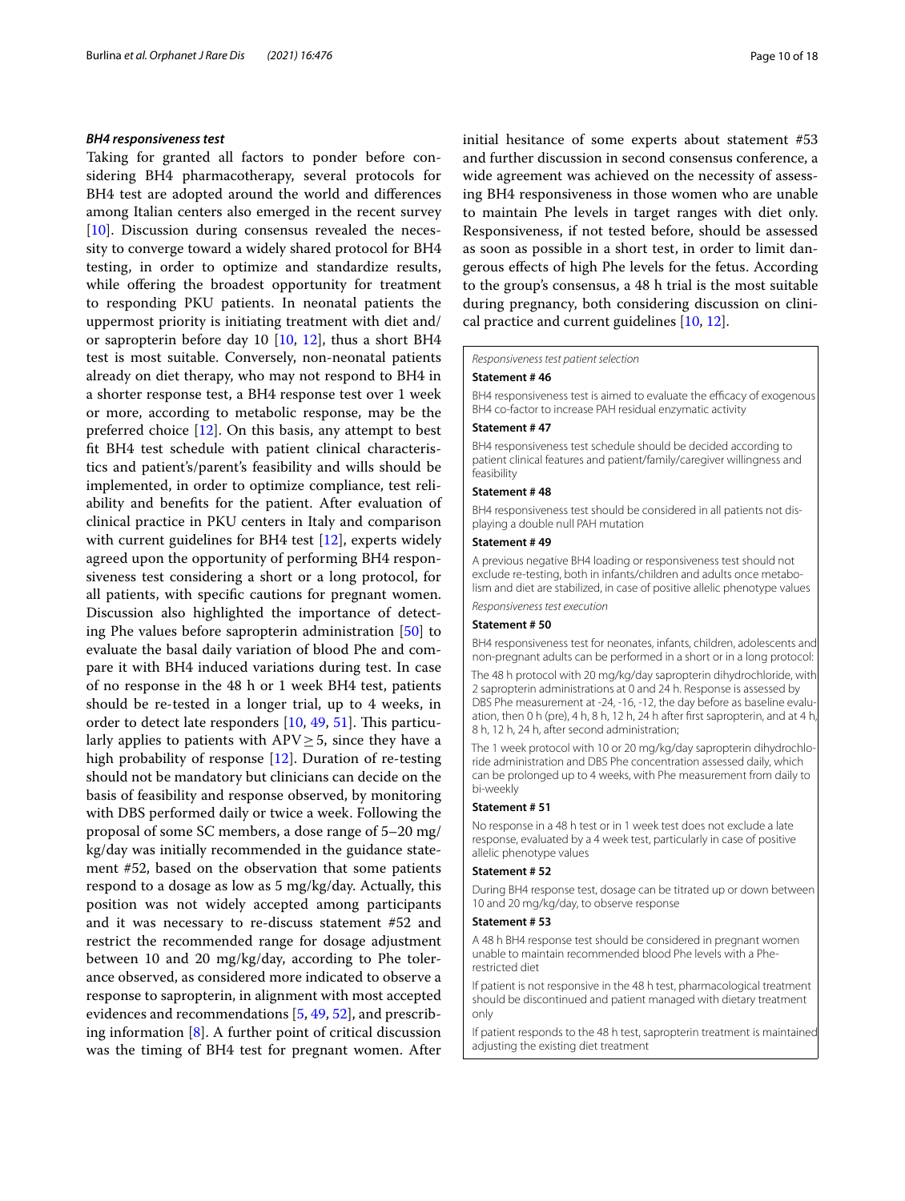### *BH4 responsiveness test*

Taking for granted all factors to ponder before considering BH4 pharmacotherapy, several protocols for BH4 test are adopted around the world and differences among Italian centers also emerged in the recent survey [10]. Discussion during consensus revealed the necessity to converge toward a widely shared protocol for BH4 testing, in order to optimize and standardize results, while offering the broadest opportunity for treatment to responding PKU patients. In neonatal patients the uppermost priority is initiating treatment with diet and/or sapropterin before day 10 [10, 12], thus a short BH4 test is most suitable. Conversely, non-neonatal patients already on diet therapy, who may not respond to BH4 in a shorter response test, a BH4 response test over 1 week or more, according to metabolic response, may be the preferred choice [12]. On this basis, any attempt to best fit BH4 test schedule with patient clinical characteristics and patient's/parent's feasibility and wills should be implemented, in order to optimize compliance, test reliability and benefits for the patient. After evaluation of clinical practice in PKU centers in Italy and comparison with current guidelines for BH4 test [12], experts widely agreed upon the opportunity of performing BH4 responsiveness test considering a short or a long protocol, for all patients, with specific cautions for pregnant women. Discussion also highlighted the importance of detecting Phe values before sapropterin administration [50] to evaluate the basal daily variation of blood Phe and compare it with BH4 induced variations during test. In case of no response in the 48 h or 1 week BH4 test, patients should be re-tested in a longer trial, up to 4 weeks, in order to detect late responders [10, 49, 51]. This particularly applies to patients with APV ≥ 5, since they have a high probability of response [12]. Duration of re-testing should not be mandatory but clinicians can decide on the basis of feasibility and response observed, by monitoring with DBS performed daily or twice a week. Following the proposal of some SC members, a dose range of 5–20 mg/kg/day was initially recommended in the guidance statement #52, based on the observation that some patients respond to a dosage as low as 5 mg/kg/day. Actually, this position was not widely accepted among participants and it was necessary to re-discuss statement #52 and restrict the recommended range for dosage adjustment between 10 and 20 mg/kg/day, according to Phe tolerance observed, as considered more indicated to observe a response to sapropterin, in alignment with most accepted evidences and recommendations [5, 49, 52], and prescribing information [8]. A further point of critical discussion was the timing of BH4 test for pregnant women. After initial hesitance of some experts about statement #53 and further discussion in second consensus conference, a wide agreement was achieved on the necessity of assessing BH4 responsiveness in those women who are unable to maintain Phe levels in target ranges with diet only. Responsiveness, if not tested before, should be assessed as soon as possible in a short test, in order to limit dangerous effects of high Phe levels for the fetus. According to the group's consensus, a 48 h trial is the most suitable during pregnancy, both considering discussion on clinical practice and current guidelines [10, 12].

*Responsiveness test patient selection*

**Statement # 46**

BH4 responsiveness test is aimed to evaluate the efficacy of exogenous BH4 co-factor to increase PAH residual enzymatic activity

**Statement # 47**

BH4 responsiveness test schedule should be decided according to patient clinical features and patient/family/caregiver willingness and feasibility

**Statement # 48**

BH4 responsiveness test should be considered in all patients not displaying a double null PAH mutation

**Statement # 49**

A previous negative BH4 loading or responsiveness test should not exclude re-testing, both in infants/children and adults once metabolism and diet are stabilized, in case of positive allelic phenotype values

*Responsiveness test execution*

**Statement # 50**

BH4 responsiveness test for neonates, infants, children, adolescents and non-pregnant adults can be performed in a short or in a long protocol:

The 48 h protocol with 20 mg/kg/day sapropterin dihydrochloride, with 2 sapropterin administrations at 0 and 24 h. Response is assessed by DBS Phe measurement at -24, -16, -12, the day before as baseline evaluation, then 0 h (pre), 4 h, 8 h, 12 h, 24 h after first sapropterin, and at 4 h, 8 h, 12 h, 24 h, after second administration;

The 1 week protocol with 10 or 20 mg/kg/day sapropterin dihydrochloride administration and DBS Phe concentration assessed daily, which can be prolonged up to 4 weeks, with Phe measurement from daily to bi-weekly

**Statement # 51**

No response in a 48 h test or in 1 week test does not exclude a late response, evaluated by a 4 week test, particularly in case of positive allelic phenotype values

**Statement # 52**

During BH4 response test, dosage can be titrated up or down between 10 and 20 mg/kg/day, to observe response

**Statement # 53**

A 48 h BH4 response test should be considered in pregnant women unable to maintain recommended blood Phe levels with a Phe-restricted diet

If patient is not responsive in the 48 h test, pharmacological treatment should be discontinued and patient managed with dietary treatment only

If patient responds to the 48 h test, sapropterin treatment is maintained adjusting the existing diet treatment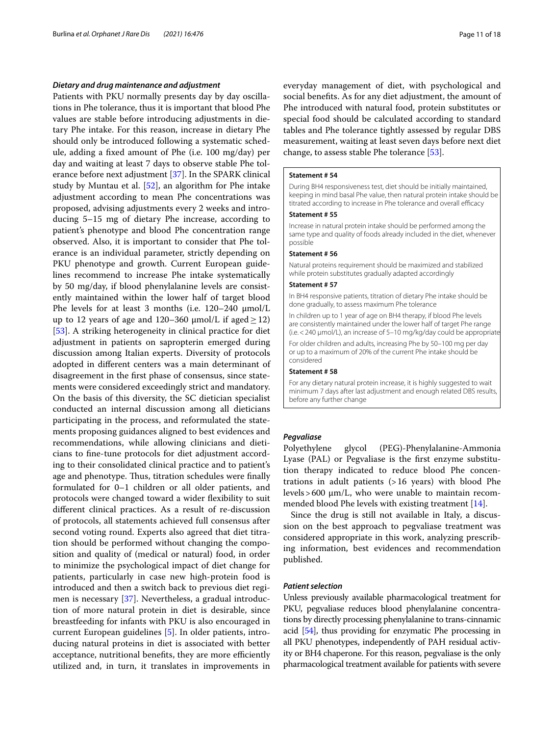### *Dietary and drug maintenance and adjustment*

Patients with PKU normally presents day by day oscillations in Phe tolerance, thus it is important that blood Phe values are stable before introducing adjustments in dietary Phe intake. For this reason, increase in dietary Phe should only be introduced following a systematic schedule, adding a fixed amount of Phe (i.e. 100 mg/day) per day and waiting at least 7 days to observe stable Phe tolerance before next adjustment [37]. In the SPARK clinical study by Muntau et al. [52], an algorithm for Phe intake adjustment according to mean Phe concentrations was proposed, advising adjustments every 2 weeks and introducing 5–15 mg of dietary Phe increase, according to patient's phenotype and blood Phe concentration range observed. Also, it is important to consider that Phe tolerance is an individual parameter, strictly depending on PKU phenotype and growth. Current European guidelines recommend to increase Phe intake systematically by 50 mg/day, if blood phenylalanine levels are consistently maintained within the lower half of target blood Phe levels for at least 3 months (i.e. 120–240 μmol/L up to 12 years of age and 120–360 μmol/L if aged ≥ 12) [53]. A striking heterogeneity in clinical practice for diet adjustment in patients on sapropterin emerged during discussion among Italian experts. Diversity of protocols adopted in different centers was a main determinant of disagreement in the first phase of consensus, since statements were considered exceedingly strict and mandatory. On the basis of this diversity, the SC dietician specialist conducted an internal discussion among all dieticians participating in the process, and reformulated the statements proposing guidances aligned to best evidences and recommendations, while allowing clinicians and dieticians to fine-tune protocols for diet adjustment according to their consolidated clinical practice and to patient's age and phenotype. Thus, titration schedules were finally formulated for 0–1 children or all older patients, and protocols were changed toward a wider flexibility to suit different clinical practices. As a result of re-discussion of protocols, all statements achieved full consensus after second voting round. Experts also agreed that diet titration should be performed without changing the composition and quality of (medical or natural) food, in order to minimize the psychological impact of diet change for patients, particularly in case new high-protein food is introduced and then a switch back to previous diet regimen is necessary [37]. Nevertheless, a gradual introduction of more natural protein in diet is desirable, since breastfeeding for infants with PKU is also encouraged in current European guidelines [5]. In older patients, introducing natural proteins in diet is associated with better acceptance, nutritional benefits, they are more efficiently utilized and, in turn, it translates in improvements in everyday management of diet, with psychological and social benefits. As for any diet adjustment, the amount of Phe introduced with natural food, protein substitutes or special food should be calculated according to standard tables and Phe tolerance tightly assessed by regular DBS measurement, waiting at least seven days before next diet change, to assess stable Phe tolerance [53].

**Statement # 54**

During BH4 responsiveness test, diet should be initially maintained, keeping in mind basal Phe value, then natural protein intake should be titrated according to increase in Phe tolerance and overall efficacy

**Statement # 55**

Increase in natural protein intake should be performed among the same type and quality of foods already included in the diet, whenever possible

**Statement # 56**

Natural proteins requirement should be maximized and stabilized while protein substitutes gradually adapted accordingly

**Statement # 57**

In BH4 responsive patients, titration of dietary Phe intake should be done gradually, to assess maximum Phe tolerance

In children up to 1 year of age on BH4 therapy, if blood Phe levels are consistently maintained under the lower half of target Phe range (i.e. < 240 μmol/L), an increase of 5–10 mg/kg/day could be appropriate

For older children and adults, increasing Phe by 50–100 mg per day or up to a maximum of 20% of the current Phe intake should be considered

**Statement # 58**

For any dietary natural protein increase, it is highly suggested to wait minimum 7 days after last adjustment and enough related DBS results, before any further change

### *Pegvaliase*

Polyethylene glycol (PEG)-Phenylalanine-Ammonia Lyase (PAL) or Pegvaliase is the first enzyme substitution therapy indicated to reduce blood Phe concentrations in adult patients (> 16 years) with blood Phe levels > 600 μm/L, who were unable to maintain recommended blood Phe levels with existing treatment [14].

Since the drug is still not available in Italy, a discussion on the best approach to pegvaliase treatment was considered appropriate in this work, analyzing prescribing information, best evidences and recommendation published.

### *Patient selection*

Unless previously available pharmacological treatment for PKU, pegvaliase reduces blood phenylalanine concentrations by directly processing phenylalanine to trans-cinnamic acid [54], thus providing for enzymatic Phe processing in all PKU phenotypes, independently of PAH residual activity or BH4 chaperone. For this reason, pegvaliase is the only pharmacological treatment available for patients with severe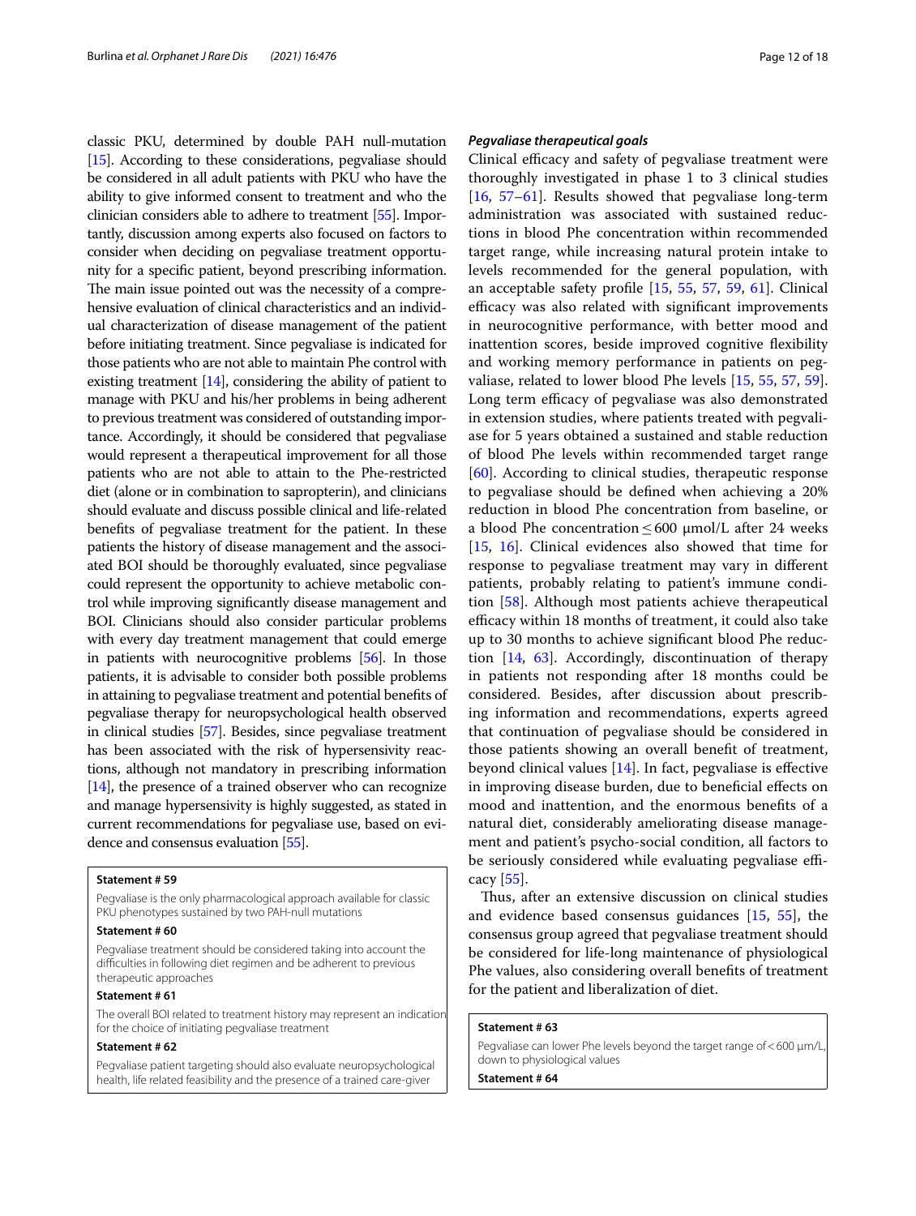classic PKU, determined by double PAH null-mutation [15]. According to these considerations, pegvaliase should be considered in all adult patients with PKU who have the ability to give informed consent to treatment and who the clinician considers able to adhere to treatment [55]. Importantly, discussion among experts also focused on factors to consider when deciding on pegvaliase treatment opportunity for a specific patient, beyond prescribing information. The main issue pointed out was the necessity of a comprehensive evaluation of clinical characteristics and an individual characterization of disease management of the patient before initiating treatment. Since pegvaliase is indicated for those patients who are not able to maintain Phe control with existing treatment [14], considering the ability of patient to manage with PKU and his/her problems in being adherent to previous treatment was considered of outstanding importance. Accordingly, it should be considered that pegvaliase would represent a therapeutical improvement for all those patients who are not able to attain to the Phe-restricted diet (alone or in combination to sapropterin), and clinicians should evaluate and discuss possible clinical and life-related benefits of pegvaliase treatment for the patient. In these patients the history of disease management and the associated BOI should be thoroughly evaluated, since pegvaliase could represent the opportunity to achieve metabolic control while improving significantly disease management and BOI. Clinicians should also consider particular problems with every day treatment management that could emerge in patients with neurocognitive problems [56]. In those patients, it is advisable to consider both possible problems in attaining to pegvaliase treatment and potential benefits of pegvaliase therapy for neuropsychological health observed in clinical studies [57]. Besides, since pegvaliase treatment has been associated with the risk of hypersensitivity reactions, although not mandatory in prescribing information [14], the presence of a trained observer who can recognize and manage hypersensitivity is highly suggested, as stated in current recommendations for pegvaliase use, based on evidence and consensus evaluation [55].

**Statement # 59**

Pegvaliase is the only pharmacological approach available for classic PKU phenotypes sustained by two PAH-null mutations

**Statement # 60**

Pegvaliase treatment should be considered taking into account the difficulties in following diet regimen and be adherent to previous therapeutic approaches

**Statement # 61**

The overall BOI related to treatment history may represent an indication for the choice of initiating pegvaliase treatment

**Statement # 62**

Pegvaliase patient targeting should also evaluate neuropsychological health, life related feasibility and the presence of a trained care-giver

#### *Pegvaliase therapeutical goals*

Clinical efficacy and safety of pegvaliase treatment were thoroughly investigated in phase 1 to 3 clinical studies [16, 57–61]. Results showed that pegvaliase long-term administration was associated with sustained reductions in blood Phe concentration within recommended target range, while increasing natural protein intake to levels recommended for the general population, with an acceptable safety profile [15, 55, 57, 59, 61]. Clinical efficacy was also related with significant improvements in neurocognitive performance, with better mood and inattention scores, beside improved cognitive flexibility and working memory performance in patients on pegvaliase, related to lower blood Phe levels [15, 55, 57, 59]. Long term efficacy of pegvaliase was also demonstrated in extension studies, where patients treated with pegvaliase for 5 years obtained a sustained and stable reduction of blood Phe levels within recommended target range [60]. According to clinical studies, therapeutic response to pegvaliase should be defined when achieving a 20% reduction in blood Phe concentration from baseline, or a blood Phe concentration ≤ 600 µmol/L after 24 weeks [15, 16]. Clinical evidences also showed that time for response to pegvaliase treatment may vary in different patients, probably relating to patient's immune condition [58]. Although most patients achieve therapeutical efficacy within 18 months of treatment, it could also take up to 30 months to achieve significant blood Phe reduction [14, 63]. Accordingly, discontinuation of therapy in patients not responding after 18 months could be considered. Besides, after discussion about prescribing information and recommendations, experts agreed that continuation of pegvaliase should be considered in those patients showing an overall benefit of treatment, beyond clinical values [14]. In fact, pegvaliase is effective in improving disease burden, due to beneficial effects on mood and inattention, and the enormous benefits of a natural diet, considerably ameliorating disease management and patient's psycho-social condition, all factors to be seriously considered while evaluating pegvaliase efficacy [55].

Thus, after an extensive discussion on clinical studies and evidence based consensus guidances [15, 55], the consensus group agreed that pegvaliase treatment should be considered for life-long maintenance of physiological Phe values, also considering overall benefits of treatment for the patient and liberalization of diet.

**Statement # 63**

Pegvaliase can lower Phe levels beyond the target range of < 600 µm/L, down to physiological values

**Statement # 64**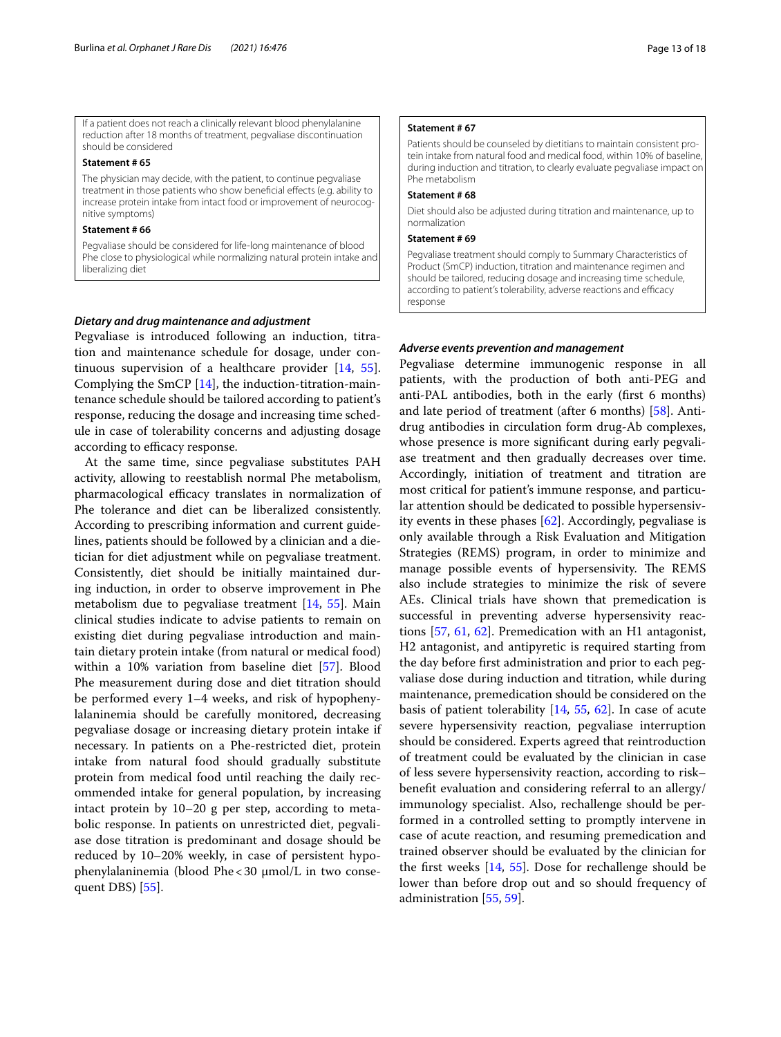If a patient does not reach a clinically relevant blood phenylalanine reduction after 18 months of treatment, pegvaliase discontinuation should be considered

**Statement # 65**

The physician may decide, with the patient, to continue pegvaliase treatment in those patients who show beneficial effects (e.g. ability to increase protein intake from intact food or improvement of neurocognitive symptoms)

**Statement # 66**

Pegvaliase should be considered for life-long maintenance of blood Phe close to physiological while normalizing natural protein intake and liberalizing diet

### *Dietary and drug maintenance and adjustment*

Pegvaliase is introduced following an induction, titration and maintenance schedule for dosage, under continuous supervision of a healthcare provider [14, 55]. Complying the SmCP [14], the induction-titration-maintenance schedule should be tailored according to patient's response, reducing the dosage and increasing time schedule in case of tolerability concerns and adjusting dosage according to efficacy response.

At the same time, since pegvaliase substitutes PAH activity, allowing to reestablish normal Phe metabolism, pharmacological efficacy translates in normalization of Phe tolerance and diet can be liberalized consistently. According to prescribing information and current guidelines, patients should be followed by a clinician and a dietician for diet adjustment while on pegvaliase treatment. Consistently, diet should be initially maintained during induction, in order to observe improvement in Phe metabolism due to pegvaliase treatment [14, 55]. Main clinical studies indicate to advise patients to remain on existing diet during pegvaliase introduction and maintain dietary protein intake (from natural or medical food) within a 10% variation from baseline diet [57]. Blood Phe measurement during dose and diet titration should be performed every 1–4 weeks, and risk of hypophenylalaninemia should be carefully monitored, decreasing pegvaliase dosage or increasing dietary protein intake if necessary. In patients on a Phe-restricted diet, protein intake from natural food should gradually substitute protein from medical food until reaching the daily recommended intake for general population, by increasing intact protein by 10–20 g per step, according to metabolic response. In patients on unrestricted diet, pegvaliase dose titration is predominant and dosage should be reduced by 10–20% weekly, in case of persistent hypophenylalaninemia (blood Phe < 30 μmol/L in two consequent DBS) [55].

**Statement # 67**

Patients should be counseled by dietitians to maintain consistent protein intake from natural food and medical food, within 10% of baseline, during induction and titration, to clearly evaluate pegvaliase impact on Phe metabolism

**Statement # 68**

Diet should also be adjusted during titration and maintenance, up to normalization

**Statement # 69**

Pegvaliase treatment should comply to Summary Characteristics of Product (SmCP) induction, titration and maintenance regimen and should be tailored, reducing dosage and increasing time schedule, according to patient's tolerability, adverse reactions and efficacy response

### *Adverse events prevention and management*

Pegvaliase determine immunogenic response in all patients, with the production of both anti-PEG and anti-PAL antibodies, both in the early (first 6 months) and late period of treatment (after 6 months) [58]. Anti-drug antibodies in circulation form drug-Ab complexes, whose presence is more significant during early pegvaliase treatment and then gradually decreases over time. Accordingly, initiation of treatment and titration are most critical for patient's immune response, and particular attention should be dedicated to possible hypersensivity events in these phases [62]. Accordingly, pegvaliase is only available through a Risk Evaluation and Mitigation Strategies (REMS) program, in order to minimize and manage possible events of hypersensivity. The REMS also include strategies to minimize the risk of severe AEs. Clinical trials have shown that premedication is successful in preventing adverse hypersensitivity reactions [57, 61, 62]. Premedication with an H1 antagonist, H2 antagonist, and antipyretic is required starting from the day before first administration and prior to each pegvaliase dose during induction and titration, while during maintenance, premedication should be considered on the basis of patient tolerability [14, 55, 62]. In case of acute severe hypersensitivity reaction, pegvaliase interruption should be considered. Experts agreed that reintroduction of treatment could be evaluated by the clinician in case of less severe hypersensitivity reaction, according to risk–benefit evaluation and considering referral to an allergy/immunology specialist. Also, rechallenge should be performed in a controlled setting to promptly intervene in case of acute reaction, and resuming premedication and trained observer should be evaluated by the clinician for the first weeks [14, 55]. Dose for rechallenge should be lower than before drop out and so should frequency of administration [55, 59].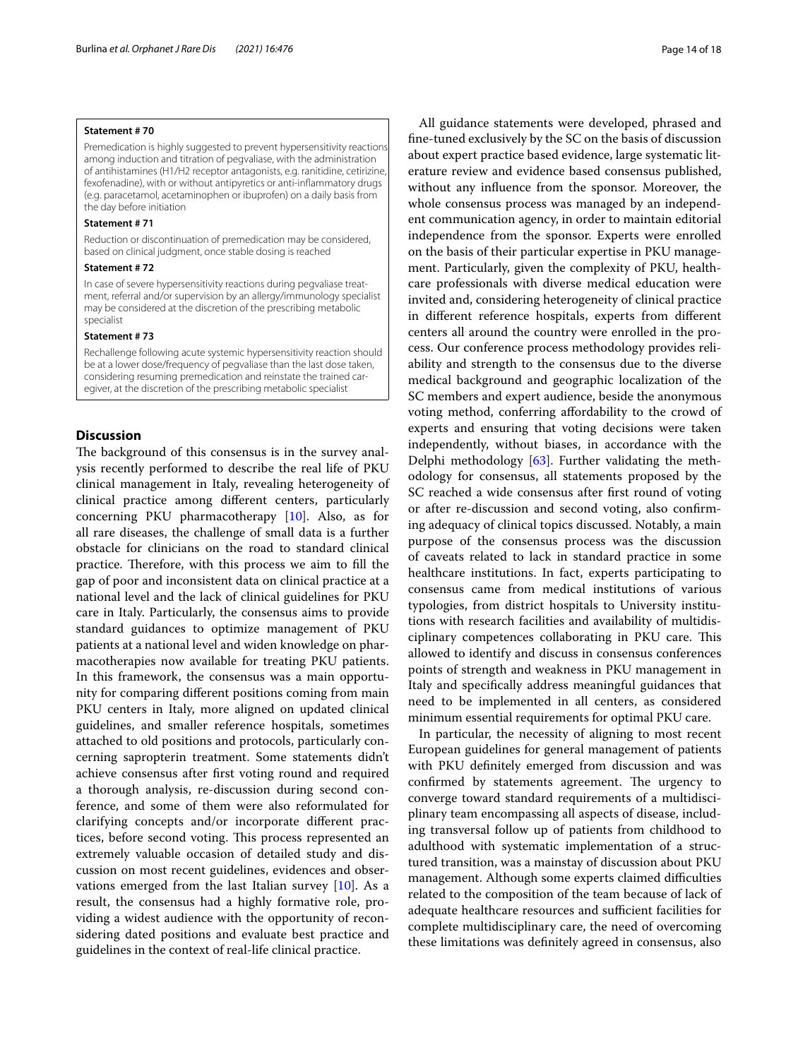**Statement # 70**

Premedication is highly suggested to prevent hypersensitivity reactions among induction and titration of pegvaliase, with the administration of antihistamines (H1/H2 receptor antagonists, e.g. ranitidine, cetirizine, fexofenadine), with or without antipyretics or anti-inflammatory drugs (e.g. paracetamol, acetaminophen or ibuprofen) on a daily basis from the day before initiation

**Statement # 71**

Reduction or discontinuation of premedication may be considered, based on clinical judgment, once stable dosing is reached

**Statement # 72**

In case of severe hypersensitivity reactions during pegvaliase treatment, referral and/or supervision by an allergy/immunology specialist may be considered at the discretion of the prescribing metabolic specialist

**Statement # 73**

Rechallenge following acute systemic hypersensitivity reaction should be at a lower dose/frequency of pegvaliase than the last dose taken, considering resuming premedication and reinstate the trained caregiver, at the discretion of the prescribing metabolic specialist

## Discussion

The background of this consensus is in the survey analysis recently performed to describe the real life of PKU clinical management in Italy, revealing heterogeneity of clinical practice among different centers, particularly concerning PKU pharmacotherapy [10]. Also, as for all rare diseases, the challenge of small data is a further obstacle for clinicians on the road to standard clinical practice. Therefore, with this process we aim to fill the gap of poor and inconsistent data on clinical practice at a national level and the lack of clinical guidelines for PKU care in Italy. Particularly, the consensus aims to provide standard guidances to optimize management of PKU patients at a national level and widen knowledge on pharmacotherapies now available for treating PKU patients. In this framework, the consensus was a main opportunity for comparing different positions coming from main PKU centers in Italy, more aligned on updated clinical guidelines, and smaller reference hospitals, sometimes attached to old positions and protocols, particularly concerning sapropterin treatment. Some statements didn't achieve consensus after first voting round and required a thorough analysis, re-discussion during second conference, and some of them were also reformulated for clarifying concepts and/or incorporate different practices, before second voting. This process represented an extremely valuable occasion of detailed study and discussion on most recent guidelines, evidences and observations emerged from the last Italian survey [10]. As a result, the consensus had a highly formative role, providing a widest audience with the opportunity of reconsidering dated positions and evaluate best practice and guidelines in the context of real-life clinical practice.

All guidance statements were developed, phrased and fine-tuned exclusively by the SC on the basis of discussion about expert practice based evidence, large systematic literature review and evidence based consensus published, without any influence from the sponsor. Moreover, the whole consensus process was managed by an independent communication agency, in order to maintain editorial independence from the sponsor. Experts were enrolled on the basis of their particular expertise in PKU management. Particularly, given the complexity of PKU, healthcare professionals with diverse medical education were invited and, considering heterogeneity of clinical practice in different reference hospitals, experts from different centers all around the country were enrolled in the process. Our conference process methodology provides reliability and strength to the consensus due to the diverse medical background and geographic localization of the SC members and expert audience, beside the anonymous voting method, conferring affordability to the crowd of experts and ensuring that voting decisions were taken independently, without biases, in accordance with the Delphi methodology [63]. Further validating the methodology for consensus, all statements proposed by the SC reached a wide consensus after first round of voting or after re-discussion and second voting, also confirming adequacy of clinical topics discussed. Notably, a main purpose of the consensus process was the discussion of caveats related to lack in standard practice in some healthcare institutions. In fact, experts participating to consensus came from medical institutions of various typologies, from district hospitals to University institutions with research facilities and availability of multidisciplinary competences collaborating in PKU care. This allowed to identify and discuss in consensus conferences points of strength and weakness in PKU management in Italy and specifically address meaningful guidances that need to be implemented in all centers, as considered minimum essential requirements for optimal PKU care.

In particular, the necessity of aligning to most recent European guidelines for general management of patients with PKU definitely emerged from discussion and was confirmed by statements agreement. The urgency to converge toward standard requirements of a multidisciplinary team encompassing all aspects of disease, including transversal follow up of patients from childhood to adulthood with systematic implementation of a structured transition, was a mainstay of discussion about PKU management. Although some experts claimed difficulties related to the composition of the team because of lack of adequate healthcare resources and sufficient facilities for complete multidisciplinary care, the need of overcoming these limitations was definitely agreed in consensus, also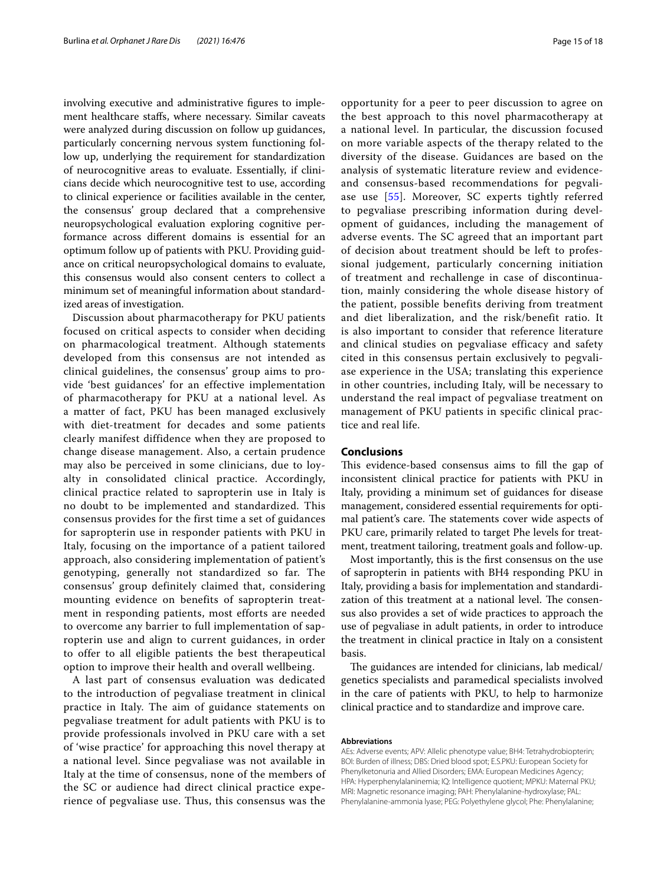involving executive and administrative figures to implement healthcare staffs, where necessary. Similar caveats were analyzed during discussion on follow up guidances, particularly concerning nervous system functioning follow up, underlying the requirement for standardization of neurocognitive areas to evaluate. Essentially, if clinicians decide which neurocognitive test to use, according to clinical experience or facilities available in the center, the consensus' group declared that a comprehensive neuropsychological evaluation exploring cognitive performance across different domains is essential for an optimum follow up of patients with PKU. Providing guidance on critical neuropsychological domains to evaluate, this consensus would also consent centers to collect a minimum set of meaningful information about standardized areas of investigation.

Discussion about pharmacotherapy for PKU patients focused on critical aspects to consider when deciding on pharmacological treatment. Although statements developed from this consensus are not intended as clinical guidelines, the consensus' group aims to provide 'best guidances' for an effective implementation of pharmacotherapy for PKU at a national level. As a matter of fact, PKU has been managed exclusively with diet-treatment for decades and some patients clearly manifest diffidence when they are proposed to change disease management. Also, a certain prudence may also be perceived in some clinicians, due to loyalty in consolidated clinical practice. Accordingly, clinical practice related to sapropterin use in Italy is no doubt to be implemented and standardized. This consensus provides for the first time a set of guidances for sapropterin use in responder patients with PKU in Italy, focusing on the importance of a patient tailored approach, also considering implementation of patient's genotyping, generally not standardized so far. The consensus' group definitely claimed that, considering mounting evidence on benefits of sapropterin treatment in responding patients, most efforts are needed to overcome any barrier to full implementation of sapropterin use and align to current guidances, in order to offer to all eligible patients the best therapeutical option to improve their health and overall wellbeing.

A last part of consensus evaluation was dedicated to the introduction of pegvaliase treatment in clinical practice in Italy. The aim of guidance statements on pegvaliase treatment for adult patients with PKU is to provide professionals involved in PKU care with a set of 'wise practice' for approaching this novel therapy at a national level. Since pegvaliase was not available in Italy at the time of consensus, none of the members of the SC or audience had direct clinical practice experience of pegvaliase use. Thus, this consensus was the opportunity for a peer to peer discussion to agree on the best approach to this novel pharmacotherapy at a national level. In particular, the discussion focused on more variable aspects of the therapy related to the diversity of the disease. Guidances are based on the analysis of systematic literature review and evidence-and consensus-based recommendations for pegvaliase use [55]. Moreover, SC experts tightly referred to pegvaliase prescribing information during development of guidances, including the management of adverse events. The SC agreed that an important part of decision about treatment should be left to professional judgement, particularly concerning initiation of treatment and rechallenge in case of discontinuation, mainly considering the whole disease history of the patient, possible benefits deriving from treatment and diet liberalization, and the risk/benefit ratio. It is also important to consider that reference literature and clinical studies on pegvaliase efficacy and safety cited in this consensus pertain exclusively to pegvaliase experience in the USA; translating this experience in other countries, including Italy, will be necessary to understand the real impact of pegvaliase treatment on management of PKU patients in specific clinical practice and real life.

## Conclusions

This evidence-based consensus aims to fill the gap of inconsistent clinical practice for patients with PKU in Italy, providing a minimum set of guidances for disease management, considered essential requirements for optimal patient's care. The statements cover wide aspects of PKU care, primarily related to target Phe levels for treatment, treatment tailoring, treatment goals and follow-up.

Most importantly, this is the first consensus on the use of sapropterin in patients with BH4 responding PKU in Italy, providing a basis for implementation and standardization of this treatment at a national level. The consensus also provides a set of wide practices to approach the use of pegvaliase in adult patients, in order to introduce the treatment in clinical practice in Italy on a consistent basis.

The guidances are intended for clinicians, lab medical/genetics specialists and paramedical specialists involved in the care of patients with PKU, to help to harmonize clinical practice and to standardize and improve care.

#### Abbreviations

AEs: Adverse events; APV: Allelic phenotype value; BH4: Tetrahydrobiopterin; BOI: Burden of illness; DBS: Dried blood spot; E.S.PKU: European Society for Phenylketonuria and Allied Disorders; EMA: European Medicines Agency; HPA: Hyperphenylalaninemia; IQ: Intelligence quotient; MPKU: Maternal PKU; MRI: Magnetic resonance imaging; PAH: Phenylalanine-hydroxylase; PAL: Phenylalanine-ammonia lyase; PEG: Polyethylene glycol; Phe: Phenylalanine;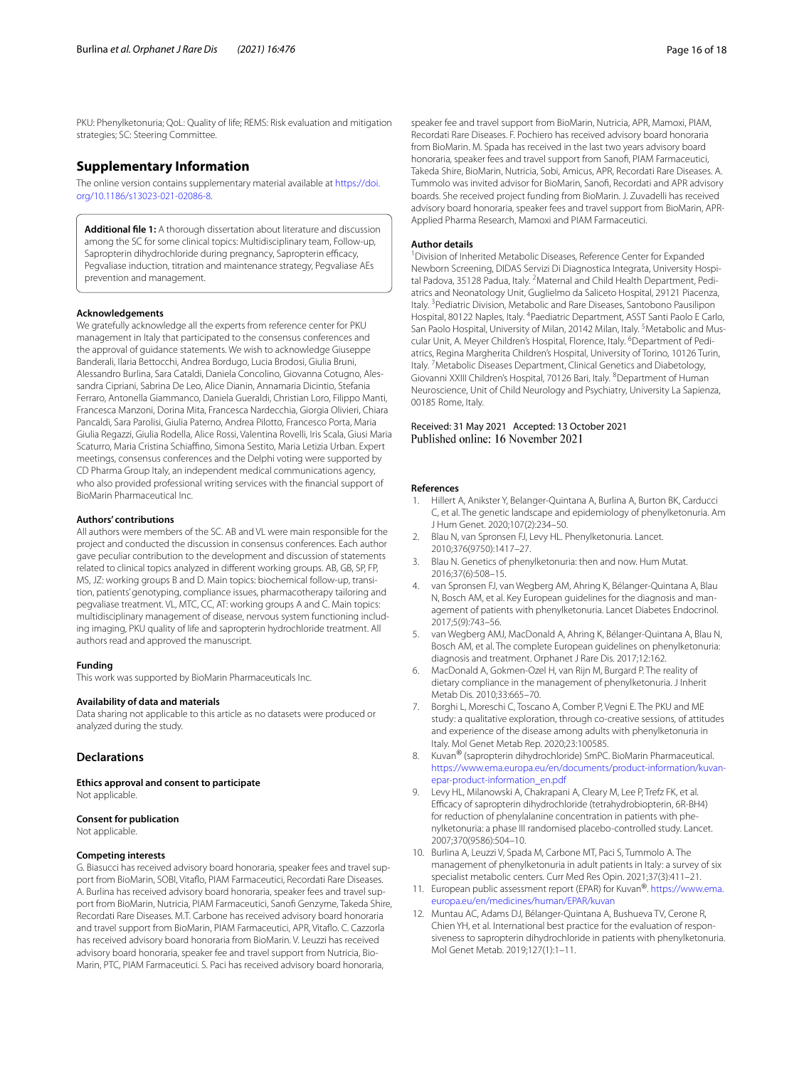PKU: Phenylketonuria; QoL: Quality of life; REMS: Risk evaluation and mitigation strategies; SC: Steering Committee.

## Supplementary Information

The online version contains supplementary material available at https://doi.org/10.1186/s13023-021-02086-8.

**Additional file 1:** A thorough dissertation about literature and discussion among the SC for some clinical topics: Multidisciplinary team, Follow-up, Sapropterin dihydrochloride during pregnancy, Sapropterin efficacy, Pegvaliase induction, titration and maintenance strategy, Pegvaliase AEs prevention and management.

#### Acknowledgements

We gratefully acknowledge all the experts from reference center for PKU management in Italy that participated to the consensus conferences and the approval of guidance statements. We wish to acknowledge Giuseppe Banderali, Ilaria Bettocchi, Andrea Bordugo, Lucia Brodosi, Giulia Bruni, Alessandro Burlina, Sara Cataldi, Daniela Concolino, Giovanna Cotugno, Alessandra Cipriani, Sabrina De Leo, Alice Dianin, Annamaria Dicintio, Stefania Ferraro, Antonella Giammanco, Daniela Gueraldi, Christian Loro, Filippo Manti, Francesca Manzoni, Dorina Mita, Francesca Nardecchia, Giorgia Olivieri, Chiara Pancaldi, Sara Parolisi, Giulia Paterno, Andrea Pilotto, Francesco Porta, Maria Giulia Regazzi, Giulia Rodella, Alice Rossi, Valentina Rovelli, Iris Scala, Giusi Maria Scaturro, Maria Cristina Schiaffino, Simona Sestito, Maria Letizia Urban. Expert meetings, consensus conferences and the Delphi voting were supported by CD Pharma Group Italy, an independent medical communications agency, who also provided professional writing services with the financial support of BioMarin Pharmaceutical Inc.

#### Authors' contributions

All authors were members of the SC. AB and VL were main responsible for the project and conducted the discussion in consensus conferences. Each author gave peculiar contribution to the development and discussion of statements related to clinical topics analyzed in different working groups. AB, GB, SP, FP, MS, JZ: working groups B and D. Main topics: biochemical follow-up, transition, patients' genotyping, compliance issues, pharmacotherapy tailoring and pegvaliase treatment. VL, MTC, CC, AT: working groups A and C. Main topics: multidisciplinary management of disease, nervous system functioning including imaging, PKU quality of life and sapropterin hydrochloride treatment. All authors read and approved the manuscript.

#### Funding

This work was supported by BioMarin Pharmaceuticals Inc.

#### Availability of data and materials

Data sharing not applicable to this article as no datasets were produced or analyzed during the study.

## Declarations

#### Ethics approval and consent to participate

Not applicable.

#### Consent for publication

Not applicable.

#### Competing interests

G. Biasucci has received advisory board honoraria, speaker fees and travel support from BioMarin, SOBI, Vitaflo, PIAM Farmaceutici, Recordati Rare Diseases. A. Burlina has received advisory board honoraria, speaker fees and travel support from BioMarin, Nutricia, PIAM Farmaceutici, Sanofi Genzyme, Takeda Shire, Recordati Rare Diseases. M.T. Carbone has received advisory board honoraria and travel support from BioMarin, PIAM Farmaceutici, APR, Vitaflo. C. Cazzorla has received advisory board honoraria from BioMarin. V. Leuzzi has received advisory board honoraria, speaker fee and travel support from Nutricia, BioMarin, PTC, PIAM Farmaceutici. S. Paci has received advisory board honoraria, speaker fee and travel support from BioMarin, Nutricia, APR, Mamoxi, PIAM, Recordati Rare Diseases. F. Pochiero has received advisory board honoraria from BioMarin. M. Spada has received in the last two years advisory board honoraria, speaker fees and travel support from Sanofi, PIAM Farmaceutici, Takeda Shire, BioMarin, Nutricia, Sobi, Amicus, APR, Recordati Rare Diseases. A. Tummolo was invited advisor for BioMarin, Sanofi, Recordati and APR advisory boards. She received project funding from BioMarin. J. Zuvadelli has received advisory board honoraria, speaker fees and travel support from BioMarin, APR-Applied Pharma Research, Mamoxi and PIAM Farmaceutici.

#### Author details

[1]Division of Inherited Metabolic Diseases, Reference Center for Expanded Newborn Screening, DIDAS Servizi Di Diagnostica Integrata, University Hospital Padova, 35128 Padua, Italy. [2]Maternal and Child Health Department, Pediatrics and Neonatology Unit, Guglielmo da Saliceto Hospital, 29121 Piacenza, Italy. [3]Pediatric Division, Metabolic and Rare Diseases, Santobono Pausilipon Hospital, 80122 Naples, Italy. [4]Paediatric Department, ASST Santi Paolo E Carlo, San Paolo Hospital, University of Milan, 20142 Milan, Italy. [5]Metabolic and Muscular Unit, A. Meyer Children's Hospital, Florence, Italy. [6]Department of Pediatrics, Regina Margherita Children's Hospital, University of Torino, 10126 Turin, Italy. [7]Metabolic Diseases Department, Clinical Genetics and Diabetology, Giovanni XXIII Children's Hospital, 70126 Bari, Italy. [8]Department of Human Neuroscience, Unit of Child Neurology and Psychiatry, University La Sapienza, 00185 Rome, Italy.

Received: 31 May 2021 Accepted: 13 October 2021
Published online: 16 November 2021

#### References

1. Hillert A, Anikster Y, Belanger-Quintana A, Burlina A, Burton BK, Carducci C, et al. The genetic landscape and epidemiology of phenylketonuria. Am J Hum Genet. 2020;107(2):234–50.
2. Blau N, van Spronsen FJ, Levy HL. Phenylketonuria. Lancet. 2010;376(9750):1417–27.
3. Blau N. Genetics of phenylketonuria: then and now. Hum Mutat. 2016;37(6):508–15.
4. van Spronsen FJ, van Wegberg AM, Ahring K, Bélanger-Quintana A, Blau N, Bosch AM, et al. Key European guidelines for the diagnosis and management of patients with phenylketonuria. Lancet Diabetes Endocrinol. 2017;5(9):743–56.
5. van Wegberg AMJ, MacDonald A, Ahring K, Bélanger-Quintana A, Blau N, Bosch AM, et al. The complete European guidelines on phenylketonuria: diagnosis and treatment. Orphanet J Rare Dis. 2017;12:162.
6. MacDonald A, Gokmen-Ozel H, van Rijn M, Burgard P. The reality of dietary compliance in the management of phenylketonuria. J Inherit Metab Dis. 2010;33:665–70.
7. Borghi L, Moreschi C, Toscano A, Comber P, Vegni E. The PKU and ME study: a qualitative exploration, through co-creative sessions, of attitudes and experience of the disease among adults with phenylketonuria in Italy. Mol Genet Metab Rep. 2020;23:100585.
8. Kuvan® (sapropterin dihydrochloride) SmPC. BioMarin Pharmaceutical. https://www.ema.europa.eu/en/documents/product-information/kuvan-epar-product-information_en.pdf
9. Levy HL, Milanowski A, Chakrapani A, Cleary M, Lee P, Trefz FK, et al. Efficacy of sapropterin dihydrochloride (tetrahydrobiopterin, 6R-BH4) for reduction of phenylalanine concentration in patients with phenylketonuria: a phase III randomised placebo-controlled study. Lancet. 2007;370(9586):504–10.
10. Burlina A, Leuzzi V, Spada M, Carbone MT, Paci S, Tummolo A. The management of phenylketonuria in adult patients in Italy: a survey of six specialist metabolic centers. Curr Med Res Opin. 2021;37(3):411–21.
11. European public assessment report (EPAR) for Kuvan®. https://www.ema.europa.eu/en/medicines/human/EPAR/kuvan
12. Muntau AC, Adams DJ, Bélanger-Quintana A, Bushueva TV, Cerone R, Chien YH, et al. International best practice for the evaluation of responsiveness to sapropterin dihydrochloride in patients with phenylketonuria. Mol Genet Metab. 2019;127(1):1–11.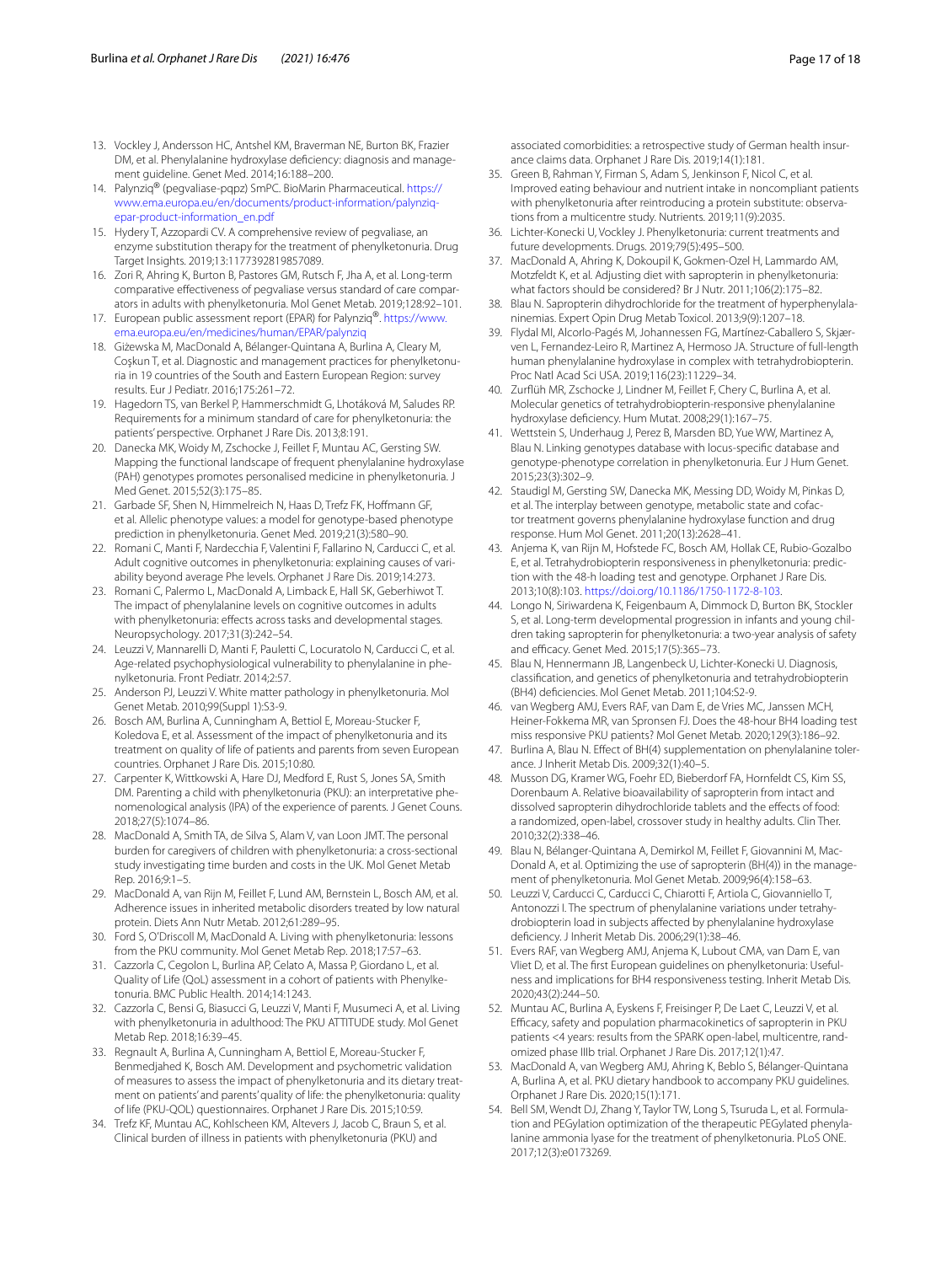13. Vockley J, Andersson HC, Antshel KM, Braverman NE, Burton BK, Frazier DM, et al. Phenylalanine hydroxylase deficiency: diagnosis and management guideline. Genet Med. 2014;16:188–200.
14. Palynziq® (pegvaliase-pqpz) SmPC. BioMarin Pharmaceutical. https://www.ema.europa.eu/en/documents/product-information/palynziq-epar-product-information_en.pdf
15. Hydery T, Azzopardi CV. A comprehensive review of pegvaliase, an enzyme substitution therapy for the treatment of phenylketonuria. Drug Target Insights. 2019;13:1177392819857089.
16. Zori R, Ahring K, Burton B, Pastores GM, Rutsch F, Jha A, et al. Long-term comparative effectiveness of pegvaliase versus standard of care comparators in adults with phenylketonuria. Mol Genet Metab. 2019;128:92–101.
17. European public assessment report (EPAR) for Palynziq®. https://www.ema.europa.eu/en/medicines/human/EPAR/palynziq
18. Giżewska M, MacDonald A, Bélanger-Quintana A, Burlina A, Cleary M, Coşkun T, et al. Diagnostic and management practices for phenylketonuria in 19 countries of the South and Eastern European Region: survey results. Eur J Pediatr. 2016;175:261–72.
19. Hagedorn TS, van Berkel P, Hammerschmidt G, Lhotáková M, Saludes RP. Requirements for a minimum standard of care for phenylketonuria: the patients' perspective. Orphanet J Rare Dis. 2013;8:191.
20. Danecka MK, Woidy M, Zschocke J, Feillet F, Muntau AC, Gersting SW. Mapping the functional landscape of frequent phenylalanine hydroxylase (PAH) genotypes promotes personalised medicine in phenylketonuria. J Med Genet. 2015;52(3):175–85.
21. Garbade SF, Shen N, Himmelreich N, Haas D, Trefz FK, Hoffmann GF, et al. Allelic phenotype values: a model for genotype-based phenotype prediction in phenylketonuria. Genet Med. 2019;21(3):580–90.
22. Romani C, Manti F, Nardecchia F, Valentini F, Fallarino N, Carducci C, et al. Adult cognitive outcomes in phenylketonuria: explaining causes of variability beyond average Phe levels. Orphanet J Rare Dis. 2019;14:273.
23. Romani C, Palermo L, MacDonald A, Limback E, Hall SK, Geberhiwot T. The impact of phenylalanine levels on cognitive outcomes in adults with phenylketonuria: effects across tasks and developmental stages. Neuropsychology. 2017;31(3):242–54.
24. Leuzzi V, Mannarelli D, Manti F, Pauletti C, Locuratolo N, Carducci C, et al. Age-related psychophysiological vulnerability to phenylalanine in phenylketonuria. Front Pediatr. 2014;2:57.
25. Anderson PJ, Leuzzi V. White matter pathology in phenylketonuria. Mol Genet Metab. 2010;99(Suppl 1):S3-9.
26. Bosch AM, Burlina A, Cunningham A, Bettiol E, Moreau-Stucker F, Koledova E, et al. Assessment of the impact of phenylketonuria and its treatment on quality of life of patients and parents from seven European countries. Orphanet J Rare Dis. 2015;10:80.
27. Carpenter K, Wittkowski A, Hare DJ, Medford E, Rust S, Jones SA, Smith DM. Parenting a child with phenylketonuria (PKU): an interpretative phenomenological analysis (IPA) of the experience of parents. J Genet Couns. 2018;27(5):1074–86.
28. MacDonald A, Smith TA, de Silva S, Alam V, van Loon JMT. The personal burden for caregivers of children with phenylketonuria: a cross-sectional study investigating time burden and costs in the UK. Mol Genet Metab Rep. 2016;9:1–5.
29. MacDonald A, van Rijn M, Feillet F, Lund AM, Bernstein L, Bosch AM, et al. Adherence issues in inherited metabolic disorders treated by low natural protein. Diets Ann Nutr Metab. 2012;61:289–95.
30. Ford S, O'Driscoll M, MacDonald A. Living with phenylketonuria: lessons from the PKU community. Mol Genet Metab Rep. 2018;17:57–63.
31. Cazzorla C, Cegolon L, Burlina AP, Celato A, Massa P, Giordano L, et al. Quality of Life (QoL) assessment in a cohort of patients with Phenylketonuria. BMC Public Health. 2014;14:1243.
32. Cazzorla C, Bensi G, Biasucci G, Leuzzi V, Manti F, Musumeci A, et al. Living with phenylketonuria in adulthood: The PKU ATTITUDE study. Mol Genet Metab Rep. 2018;16:39–45.
33. Regnault A, Burlina A, Cunningham A, Bettiol E, Moreau-Stucker F, Benmedjahed K, Bosch AM. Development and psychometric validation of measures to assess the impact of phenylketonuria and its dietary treatment on patients' and parents' quality of life: the phenylketonuria: quality of life (PKU-QOL) questionnaires. Orphanet J Rare Dis. 2015;10:59.
34. Trefz KF, Muntau AC, Kohlscheen KM, Altevers J, Jacob C, Braun S, et al. Clinical burden of illness in patients with phenylketonuria (PKU) and associated comorbidities: a retrospective study of German health insurance claims data. Orphanet J Rare Dis. 2019;14(1):181.
35. Green B, Rahman Y, Firman S, Adam S, Jenkinson F, Nicol C, et al. Improved eating behaviour and nutrient intake in noncompliant patients with phenylketonuria after reintroducing a protein substitute: observations from a multicentre study. Nutrients. 2019;11(9):2035.
36. Lichter-Konecki U, Vockley J. Phenylketonuria: current treatments and future developments. Drugs. 2019;79(5):495–500.
37. MacDonald A, Ahring K, Dokoupil K, Gokmen-Ozel H, Lammardo AM, Motzfeldt K, et al. Adjusting diet with sapropterin in phenylketonuria: what factors should be considered? Br J Nutr. 2011;106(2):175–82.
38. Blau N. Sapropterin dihydrochloride for the treatment of hyperphenylalaninemias. Expert Opin Drug Metab Toxicol. 2013;9(9):1207–18.
39. Flydal MI, Alcorlo-Pagés M, Johannessen FG, Martínez-Caballero S, Skjærven L, Fernandez-Leiro R, Martinez A, Hermoso JA. Structure of full-length human phenylalanine hydroxylase in complex with tetrahydrobiopterin. Proc Natl Acad Sci USA. 2019;116(23):11229–34.
40. Zurflüh MR, Zschocke J, Lindner M, Feillet F, Chery C, Burlina A, et al. Molecular genetics of tetrahydrobiopterin-responsive phenylalanine hydroxylase deficiency. Hum Mutat. 2008;29(1):167–75.
41. Wettstein S, Underhaug J, Perez B, Marsden BD, Yue WW, Martinez A, Blau N. Linking genotypes database with locus-specific database and genotype-phenotype correlation in phenylketonuria. Eur J Hum Genet. 2015;23(3):302–9.
42. Staudigl M, Gersting SW, Danecka MK, Messing DD, Woidy M, Pinkas D, et al. The interplay between genotype, metabolic state and cofactor treatment governs phenylalanine hydroxylase function and drug response. Hum Mol Genet. 2011;20(13):2628–41.
43. Anjema K, van Rijn M, Hofstede FC, Bosch AM, Hollak CE, Rubio-Gozalbo E, et al. Tetrahydrobiopterin responsiveness in phenylketonuria: prediction with the 48-h loading test and genotype. Orphanet J Rare Dis. 2013;10(8):103. https://doi.org/10.1186/1750-1172-8-103.
44. Longo N, Siriwardena K, Feigenbaum A, Dimmock D, Burton BK, Stockler S, et al. Long-term developmental progression in infants and young children taking sapropterin for phenylketonuria: a two-year analysis of safety and efficacy. Genet Med. 2015;17(5):365–73.
45. Blau N, Hennermann JB, Langenbeck U, Lichter-Konecki U. Diagnosis, classification, and genetics of phenylketonuria and tetrahydrobiopterin (BH4) deficiencies. Mol Genet Metab. 2011;104:S2-9.
46. van Wegberg AMJ, Evers RAF, van Dam E, de Vries MC, Janssen MCH, Heiner-Fokkema MR, van Spronsen FJ. Does the 48-hour BH4 loading test miss responsive PKU patients? Mol Genet Metab. 2020;129(3):186–92.
47. Burlina A, Blau N. Effect of BH(4) supplementation on phenylalanine tolerance. J Inherit Metab Dis. 2009;32(1):40–5.
48. Musson DG, Kramer WG, Foehr ED, Bieberdorf FA, Hornfeldt CS, Kim SS, Dorenbaum A. Relative bioavailability of sapropterin from intact and dissolved sapropterin dihydrochloride tablets and the effects of food: a randomized, open-label, crossover study in healthy adults. Clin Ther. 2010;32(2):338–46.
49. Blau N, Bélanger-Quintana A, Demirkol M, Feillet F, Giovannini M, MacDonald A, et al. Optimizing the use of sapropterin (BH(4)) in the management of phenylketonuria. Mol Genet Metab. 2009;96(4):158–63.
50. Leuzzi V, Carducci C, Carducci C, Chiarotti F, Artiola C, Giovanniello T, Antonozzi I. The spectrum of phenylalanine variations under tetrahydrobiopterin load in subjects affected by phenylalanine hydroxylase deficiency. J Inherit Metab Dis. 2006;29(1):38–46.
51. Evers RAF, van Wegberg AMJ, Anjema K, Lubout CMA, van Dam E, van Vliet D, et al. The first European guidelines on phenylketonuria: Usefulness and implications for BH4 responsiveness testing. Inherit Metab Dis. 2020;43(2):244–50.
52. Muntau AC, Burlina A, Eyskens F, Freisinger P, De Laet C, Leuzzi V, et al. Efficacy, safety and population pharmacokinetics of sapropterin in PKU patients <4 years: results from the SPARK open-label, multicentre, randomized phase IIIb trial. Orphanet J Rare Dis. 2017;12(1):47.
53. MacDonald A, van Wegberg AMJ, Ahring K, Beblo S, Bélanger-Quintana A, Burlina A, et al. PKU dietary handbook to accompany PKU guidelines. Orphanet J Rare Dis. 2020;15(1):171.
54. Bell SM, Wendt DJ, Zhang Y, Taylor TW, Long S, Tsuruda L, et al. Formulation and PEGylation optimization of the therapeutic PEGylated phenylalanine ammonia lyase for the treatment of phenylketonuria. PLoS ONE. 2017;12(3):e0173269.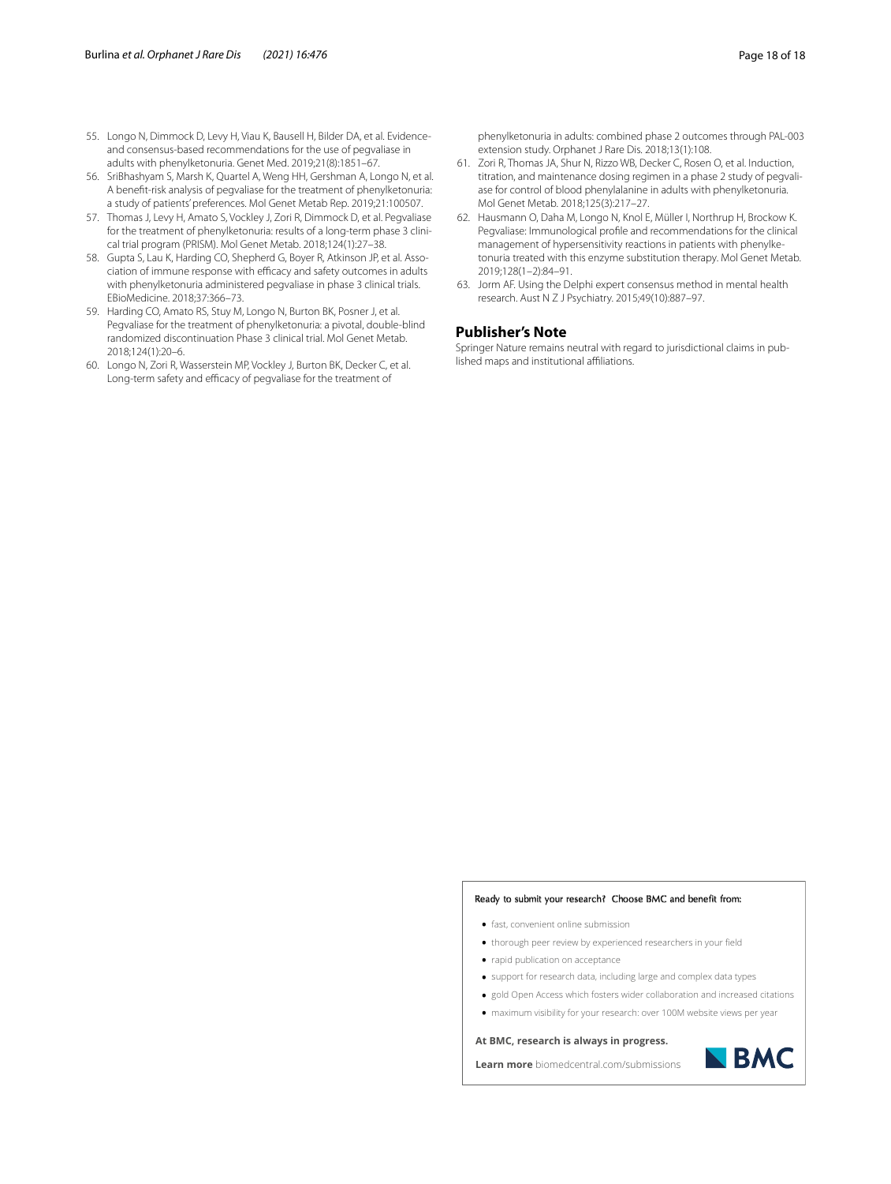55. Longo N, Dimmock D, Levy H, Viau K, Bausell H, Bilder DA, et al. Evidence- and consensus-based recommendations for the use of pegvaliase in adults with phenylketonuria. Genet Med. 2019;21(8):1851–67.
56. SriBhashyam S, Marsh K, Quartel A, Weng HH, Gershman A, Longo N, et al. A benefit-risk analysis of pegvaliase for the treatment of phenylketonuria: a study of patients' preferences. Mol Genet Metab Rep. 2019;21:100507.
57. Thomas J, Levy H, Amato S, Vockley J, Zori R, Dimmock D, et al. Pegvaliase for the treatment of phenylketonuria: results of a long-term phase 3 clinical trial program (PRISM). Mol Genet Metab. 2018;124(1):27–38.
58. Gupta S, Lau K, Harding CO, Shepherd G, Boyer R, Atkinson JP, et al. Association of immune response with efficacy and safety outcomes in adults with phenylketonuria administered pegvaliase in phase 3 clinical trials. EBioMedicine. 2018;37:366–73.
59. Harding CO, Amato RS, Stuy M, Longo N, Burton BK, Posner J, et al. Pegvaliase for the treatment of phenylketonuria: a pivotal, double-blind randomized discontinuation Phase 3 clinical trial. Mol Genet Metab. 2018;124(1):20–6.
60. Longo N, Zori R, Wasserstein MP, Vockley J, Burton BK, Decker C, et al. Long-term safety and efficacy of pegvaliase for the treatment of phenylketonuria in adults: combined phase 2 outcomes through PAL-003 extension study. Orphanet J Rare Dis. 2018;13(1):108.
61. Zori R, Thomas JA, Shur N, Rizzo WB, Decker C, Rosen O, et al. Induction, titration, and maintenance dosing regimen in a phase 2 study of pegvaliase for control of blood phenylalanine in adults with phenylketonuria. Mol Genet Metab. 2018;125(3):217–27.
62. Hausmann O, Daha M, Longo N, Knol E, Müller I, Northrup H, Brockow K. Pegvaliase: Immunological profile and recommendations for the clinical management of hypersensitivity reactions in patients with phenylketonuria treated with this enzyme substitution therapy. Mol Genet Metab. 2019;128(1–2):84–91.
63. Jorm AF. Using the Delphi expert consensus method in mental health research. Aust N Z J Psychiatry. 2015;49(10):887–97.

## Publisher's Note

Springer Nature remains neutral with regard to jurisdictional claims in published maps and institutional affiliations.

Ready to submit your research? Choose BMC and benefit from:

- fast, convenient online submission
- thorough peer review by experienced researchers in your field
- rapid publication on acceptance
- support for research data, including large and complex data types
- gold Open Access which fosters wider collaboration and increased citations
- maximum visibility for your research: over 100M website views per year

**At BMC, research is always in progress.**

**Learn more** biomedcentral.com/submissions